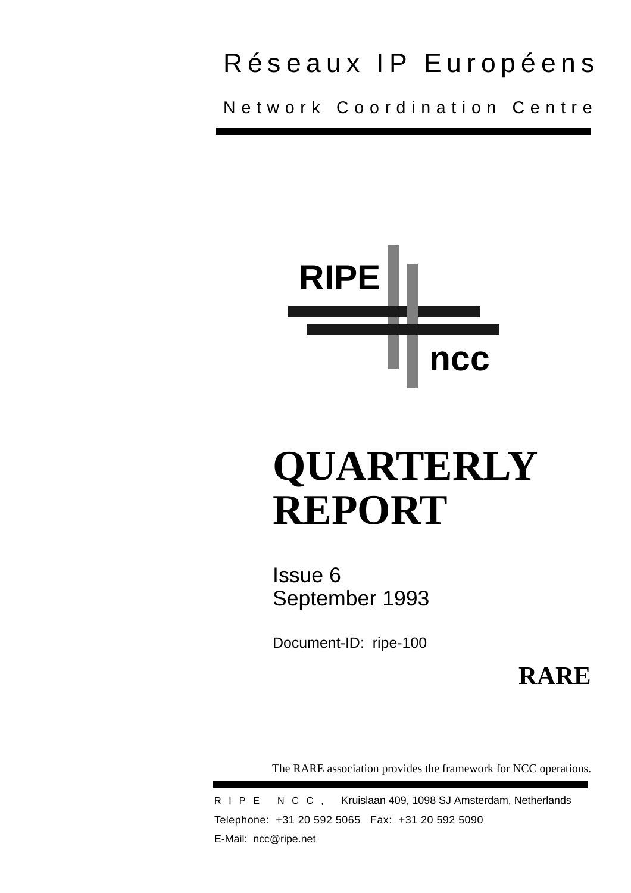Réseaux IP Européens

Network Coordination Centre

RIPE

ncc

# QUARTERLY REPORT

Issue 6
September 1993

Document-ID: ripe-100

**RARE**

The RARE association provides the framework for NCC operations.

RIPE NCC, Kruislaan 409, 1098 SJ Amsterdam, Netherlands
Telephone: +31 20 592 5065 Fax: +31 20 592 5090
E-Mail: ncc@ripe.net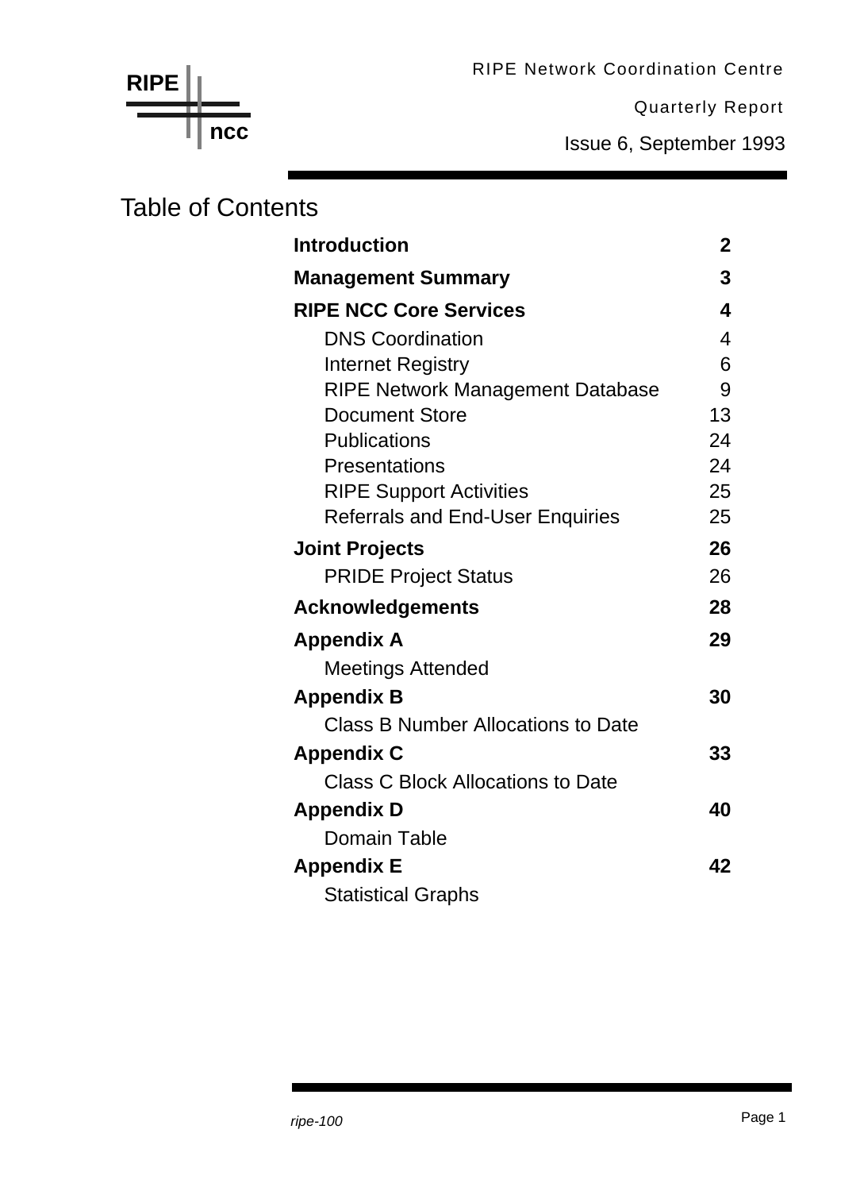RIPE ncc

RIPE Network Coordination Centre

Quarterly Report

Issue 6, September 1993

# Table of Contents

| | |
|---|---|
| **Introduction** | **2** |
| **Management Summary** | **3** |
| **RIPE NCC Core Services** | **4** |
| DNS Coordination | 4 |
| Internet Registry | 6 |
| RIPE Network Management Database | 9 |
| Document Store | 13 |
| Publications | 24 |
| Presentations | 24 |
| RIPE Support Activities | 25 |
| Referrals and End-User Enquiries | 25 |
| **Joint Projects** | **26** |
| PRIDE Project Status | 26 |
| **Acknowledgements** | **28** |
| **Appendix A** | **29** |
| Meetings Attended | |
| **Appendix B** | **30** |
| Class B Number Allocations to Date | |
| **Appendix C** | **33** |
| Class C Block Allocations to Date | |
| **Appendix D** | **40** |
| Domain Table | |
| **Appendix E** | **42** |
| Statistical Graphs | |

*ripe-100*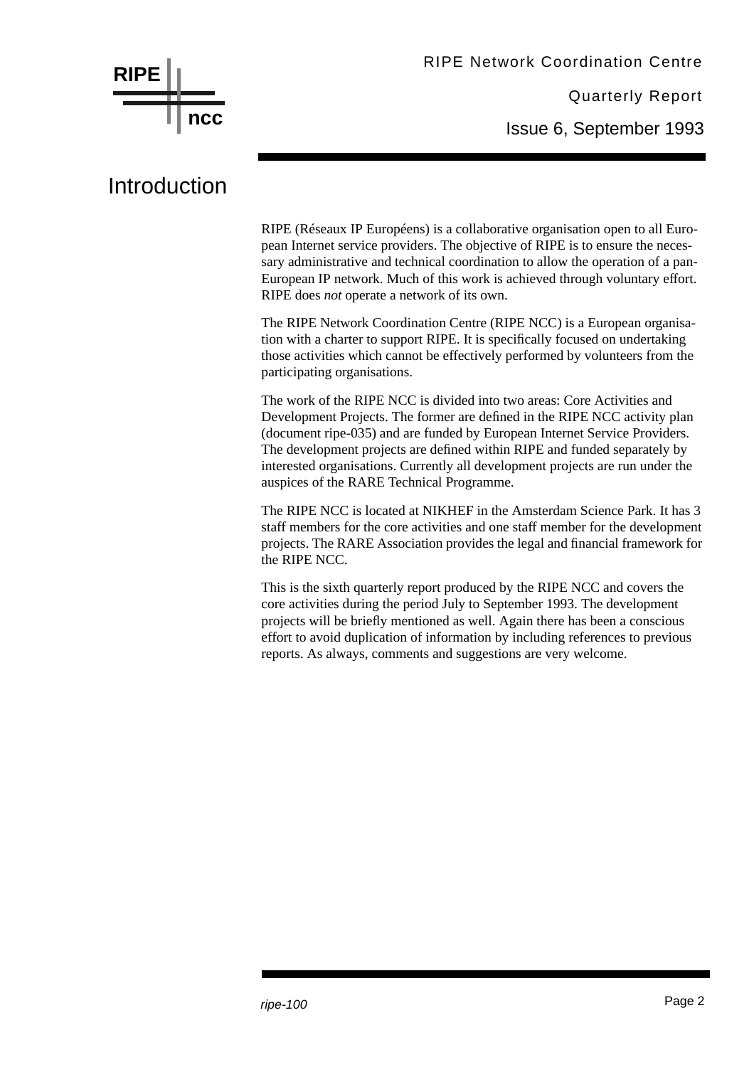# Introduction

RIPE (Réseaux IP Européens) is a collaborative organisation open to all European Internet service providers. The objective of RIPE is to ensure the necessary administrative and technical coordination to allow the operation of a pan-European IP network. Much of this work is achieved through voluntary effort. RIPE does *not* operate a network of its own.

The RIPE Network Coordination Centre (RIPE NCC) is a European organisation with a charter to support RIPE. It is specifically focused on undertaking those activities which cannot be effectively performed by volunteers from the participating organisations.

The work of the RIPE NCC is divided into two areas: Core Activities and Development Projects. The former are defined in the RIPE NCC activity plan (document ripe-035) and are funded by European Internet Service Providers. The development projects are defined within RIPE and funded separately by interested organisations. Currently all development projects are run under the auspices of the RARE Technical Programme.

The RIPE NCC is located at NIKHEF in the Amsterdam Science Park. It has 3 staff members for the core activities and one staff member for the development projects. The RARE Association provides the legal and financial framework for the RIPE NCC.

This is the sixth quarterly report produced by the RIPE NCC and covers the core activities during the period July to September 1993. The development projects will be briefly mentioned as well. Again there has been a conscious effort to avoid duplication of information by including references to previous reports. As always, comments and suggestions are very welcome.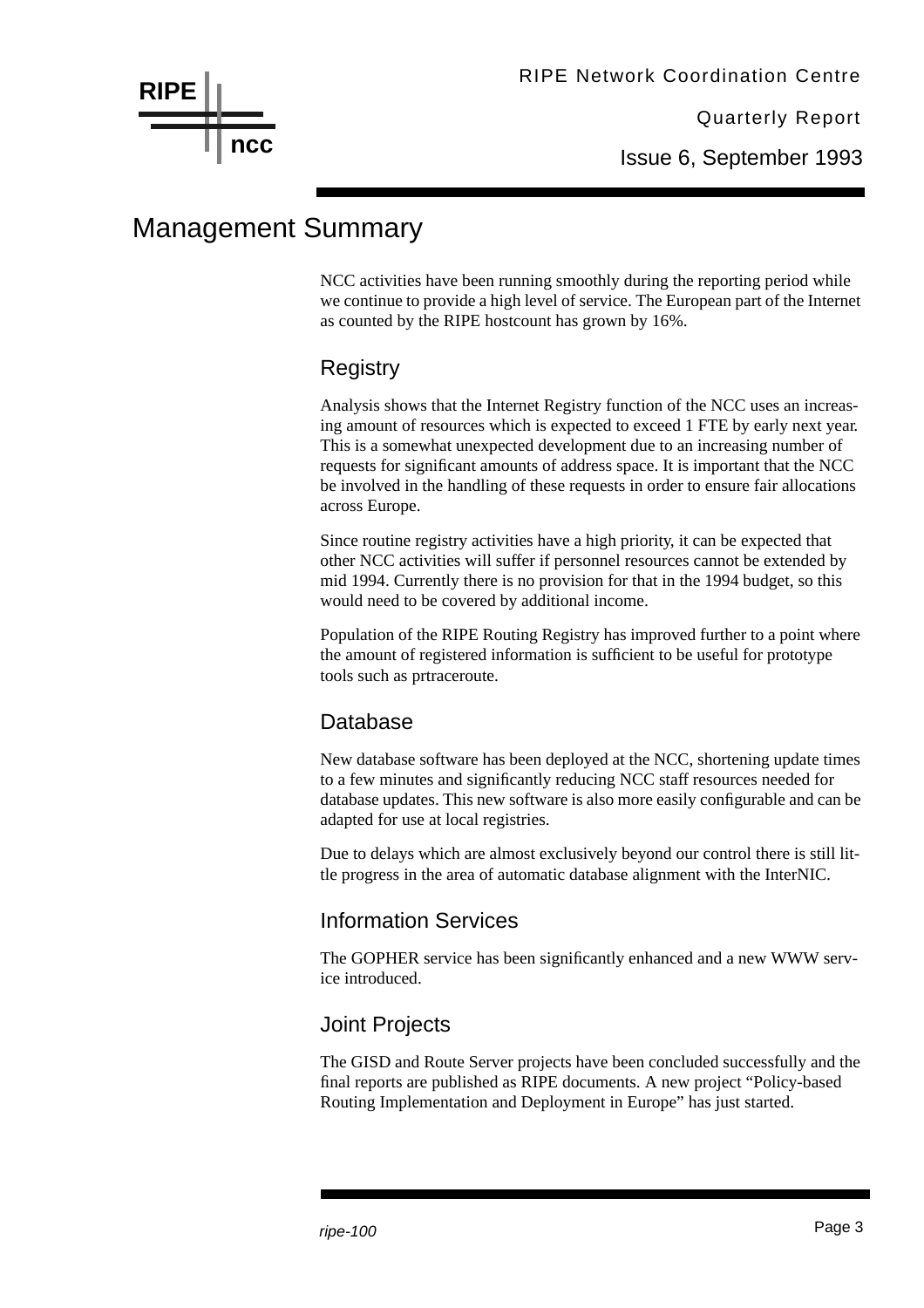# Management Summary

NCC activities have been running smoothly during the reporting period while we continue to provide a high level of service. The European part of the Internet as counted by the RIPE hostcount has grown by 16%.

## Registry

Analysis shows that the Internet Registry function of the NCC uses an increasing amount of resources which is expected to exceed 1 FTE by early next year. This is a somewhat unexpected development due to an increasing number of requests for significant amounts of address space. It is important that the NCC be involved in the handling of these requests in order to ensure fair allocations across Europe.

Since routine registry activities have a high priority, it can be expected that other NCC activities will suffer if personnel resources cannot be extended by mid 1994. Currently there is no provision for that in the 1994 budget, so this would need to be covered by additional income.

Population of the RIPE Routing Registry has improved further to a point where the amount of registered information is sufficient to be useful for prototype tools such as prtraceroute.

## Database

New database software has been deployed at the NCC, shortening update times to a few minutes and significantly reducing NCC staff resources needed for database updates. This new software is also more easily configurable and can be adapted for use at local registries.

Due to delays which are almost exclusively beyond our control there is still little progress in the area of automatic database alignment with the InterNIC.

## Information Services

The GOPHER service has been significantly enhanced and a new WWW service introduced.

## Joint Projects

The GISD and Route Server projects have been concluded successfully and the final reports are published as RIPE documents. A new project “Policy-based Routing Implementation and Deployment in Europe” has just started.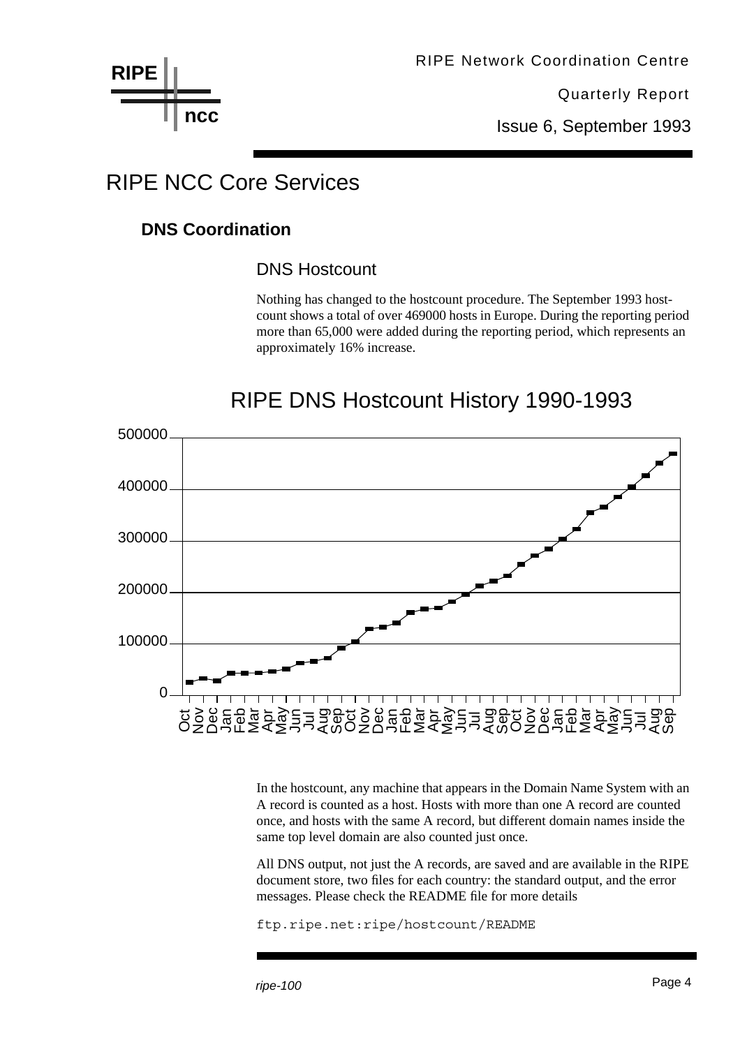# RIPE NCC Core Services

## DNS Coordination

### DNS Hostcount

Nothing has changed to the hostcount procedure. The September 1993 hostcount shows a total of over 469000 hosts in Europe. During the reporting period more than 65,000 were added during the reporting period, which represents an approximately 16% increase.

RIPE DNS Hostcount History 1990-1993

In the hostcount, any machine that appears in the Domain Name System with an A record is counted as a host. Hosts with more than one A record are counted once, and hosts with the same A record, but different domain names inside the same top level domain are also counted just once.

All DNS output, not just the A records, are saved and are available in the RIPE document store, two files for each country: the standard output, and the error messages. Please check the README file for more details

```
ftp.ripe.net:ripe/hostcount/README
```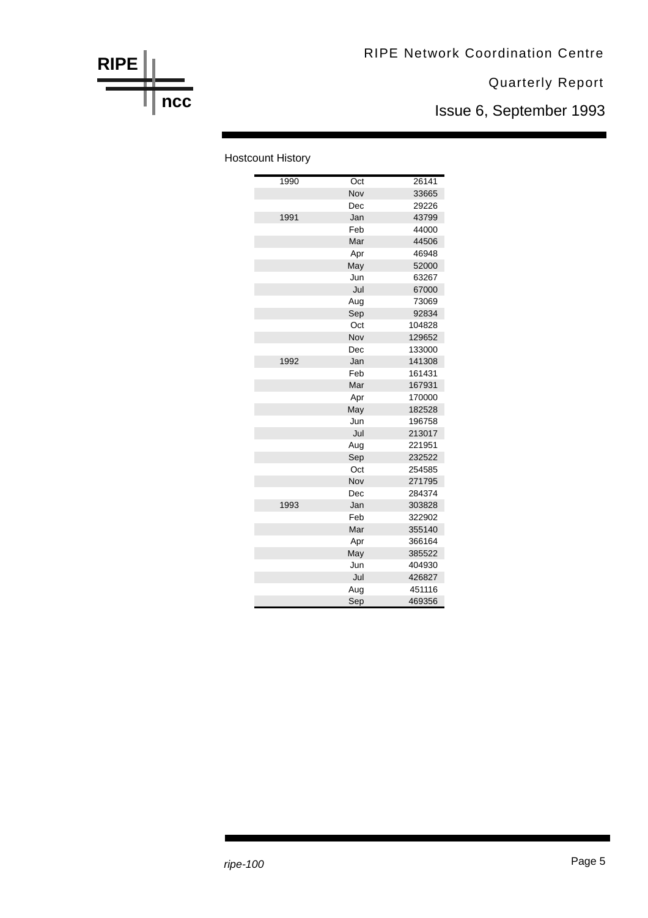## Hostcount History

| | | |
|---|---|---|
| 1990 | Oct | 26141 |
| | Nov | 33665 |
| | Dec | 29226 |
| 1991 | Jan | 43799 |
| | Feb | 44000 |
| | Mar | 44506 |
| | Apr | 46948 |
| | May | 52000 |
| | Jun | 63267 |
| | Jul | 67000 |
| | Aug | 73069 |
| | Sep | 92834 |
| | Oct | 104828 |
| | Nov | 129652 |
| | Dec | 133000 |
| 1992 | Jan | 141308 |
| | Feb | 161431 |
| | Mar | 167931 |
| | Apr | 170000 |
| | May | 182528 |
| | Jun | 196758 |
| | Jul | 213017 |
| | Aug | 221951 |
| | Sep | 232522 |
| | Oct | 254585 |
| | Nov | 271795 |
| | Dec | 284374 |
| 1993 | Jan | 303828 |
| | Feb | 322902 |
| | Mar | 355140 |
| | Apr | 366164 |
| | May | 385522 |
| | Jun | 404930 |
| | Jul | 426827 |
| | Aug | 451116 |
| | Sep | 469356 |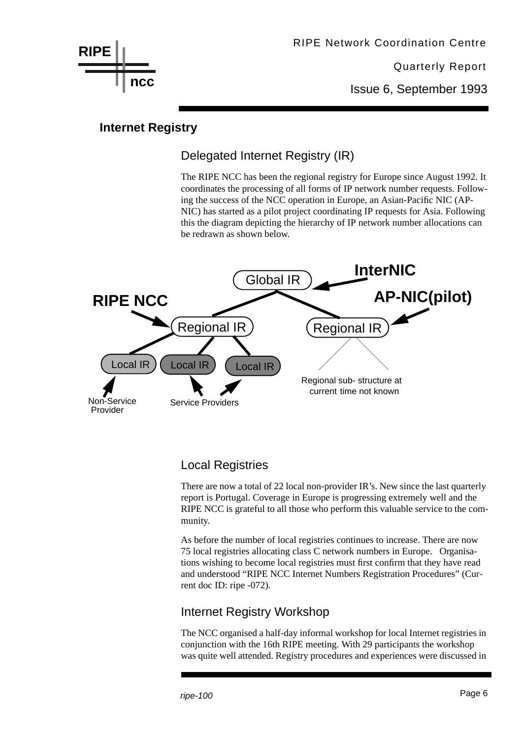## Internet Registry

### Delegated Internet Registry (IR)

The RIPE NCC has been the regional registry for Europe since August 1992. It coordinates the processing of all forms of IP network number requests. Following the success of the NCC operation in Europe, an Asian-Pacific NIC (AP-NIC) has started as a pilot project coordinating IP requests for Asia. Following this the diagram depicting the hierarchy of IP network number allocations can be redrawn as shown below.

### Local Registries

There are now a total of 22 local non-provider IR's. New since the last quarterly report is Portugal. Coverage in Europe is progressing extremely well and the RIPE NCC is grateful to all those who perform this valuable service to the community.

As before the number of local registries continues to increase. There are now 75 local registries allocating class C network numbers in Europe. Organisations wishing to become local registries must first confirm that they have read and understood "RIPE NCC Internet Numbers Registration Procedures" (Current doc ID: ripe -072).

### Internet Registry Workshop

The NCC organised a half-day informal workshop for local Internet registries in conjunction with the 16th RIPE meeting. With 29 participants the workshop was quite well attended. Registry procedures and experiences were discussed in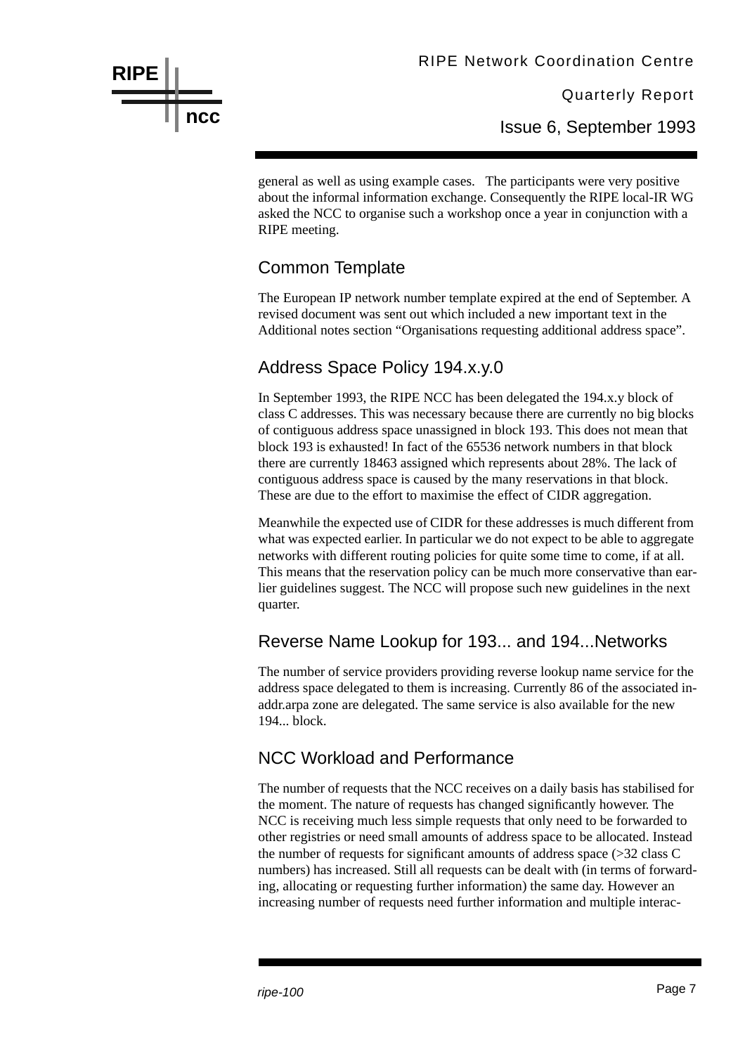general as well as using example cases.   The participants were very positive about the informal information exchange. Consequently the RIPE local-IR WG asked the NCC to organise such a workshop once a year in conjunction with a RIPE meeting.

## Common Template

The European IP network number template expired at the end of September. A revised document was sent out which included a new important text in the Additional notes section “Organisations requesting additional address space”.

## Address Space Policy 194.x.y.0

In September 1993, the RIPE NCC has been delegated the 194.x.y block of class C addresses. This was necessary because there are currently no big blocks of contiguous address space unassigned in block 193. This does not mean that block 193 is exhausted! In fact of the 65536 network numbers in that block there are currently 18463 assigned which represents about 28%. The lack of contiguous address space is caused by the many reservations in that block. These are due to the effort to maximise the effect of CIDR aggregation.

Meanwhile the expected use of CIDR for these addresses is much different from what was expected earlier. In particular we do not expect to be able to aggregate networks with different routing policies for quite some time to come, if at all. This means that the reservation policy can be much more conservative than earlier guidelines suggest. The NCC will propose such new guidelines in the next quarter.

## Reverse Name Lookup for 193... and 194...Networks

The number of service providers providing reverse lookup name service for the address space delegated to them is increasing. Currently 86 of the associated in-addr.arpa zone are delegated. The same service is also available for the new 194... block.

## NCC Workload and Performance

The number of requests that the NCC receives on a daily basis has stabilised for the moment. The nature of requests has changed significantly however. The NCC is receiving much less simple requests that only need to be forwarded to other registries or need small amounts of address space to be allocated. Instead the number of requests for significant amounts of address space (>32 class C numbers) has increased. Still all requests can be dealt with (in terms of forwarding, allocating or requesting further information) the same day. However an increasing number of requests need further information and multiple interac-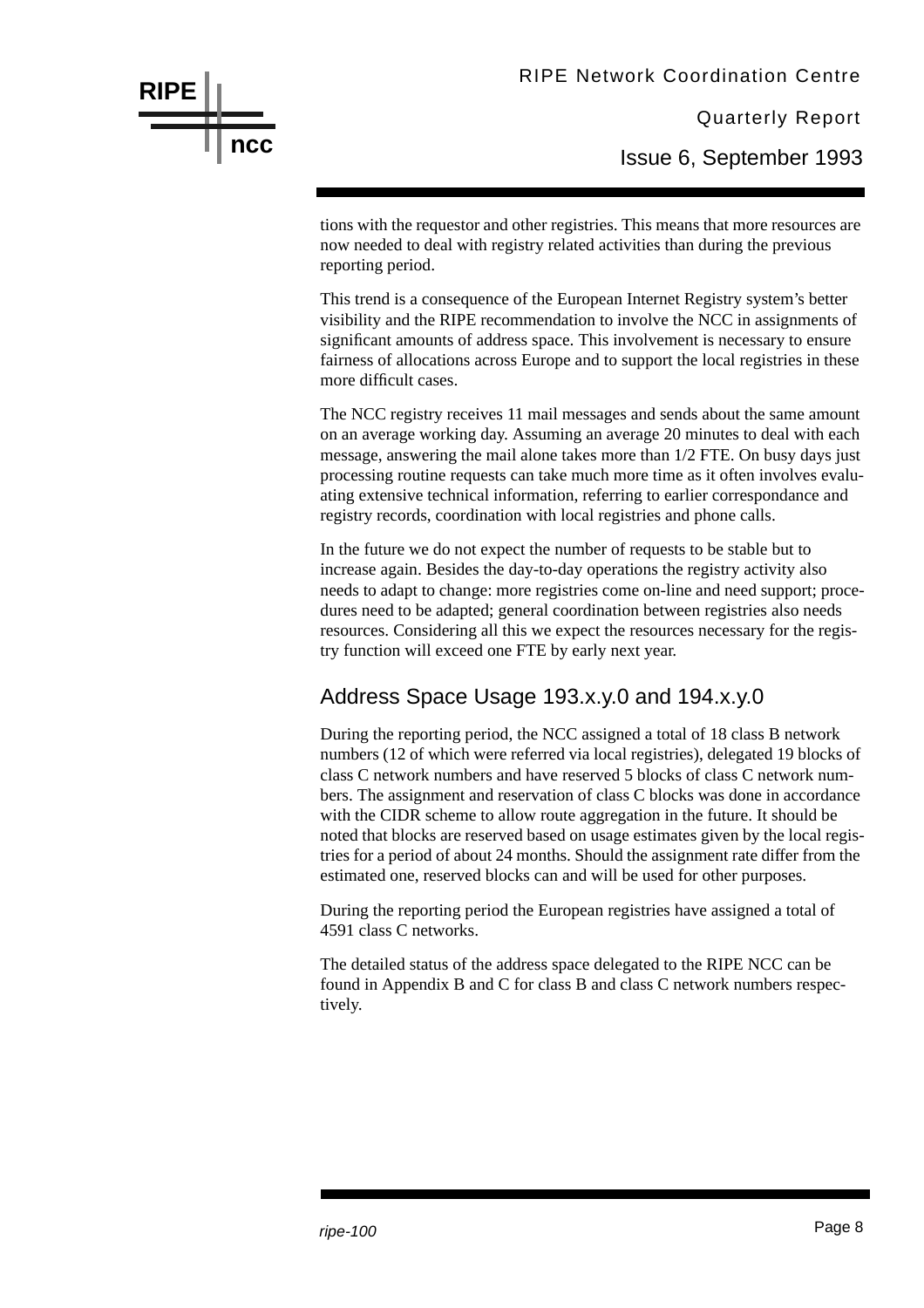tions with the requestor and other registries. This means that more resources are now needed to deal with registry related activities than during the previous reporting period.

This trend is a consequence of the European Internet Registry system's better visibility and the RIPE recommendation to involve the NCC in assignments of significant amounts of address space. This involvement is necessary to ensure fairness of allocations across Europe and to support the local registries in these more difficult cases.

The NCC registry receives 11 mail messages and sends about the same amount on an average working day. Assuming an average 20 minutes to deal with each message, answering the mail alone takes more than 1/2 FTE. On busy days just processing routine requests can take much more time as it often involves evaluating extensive technical information, referring to earlier correspondance and registry records, coordination with local registries and phone calls.

In the future we do not expect the number of requests to be stable but to increase again. Besides the day-to-day operations the registry activity also needs to adapt to change: more registries come on-line and need support; procedures need to be adapted; general coordination between registries also needs resources. Considering all this we expect the resources necessary for the registry function will exceed one FTE by early next year.

## Address Space Usage 193.x.y.0 and 194.x.y.0

During the reporting period, the NCC assigned a total of 18 class B network numbers (12 of which were referred via local registries), delegated 19 blocks of class C network numbers and have reserved 5 blocks of class C network numbers. The assignment and reservation of class C blocks was done in accordance with the CIDR scheme to allow route aggregation in the future. It should be noted that blocks are reserved based on usage estimates given by the local registries for a period of about 24 months. Should the assignment rate differ from the estimated one, reserved blocks can and will be used for other purposes.

During the reporting period the European registries have assigned a total of 4591 class C networks.

The detailed status of the address space delegated to the RIPE NCC can be found in Appendix B and C for class B and class C network numbers respectively.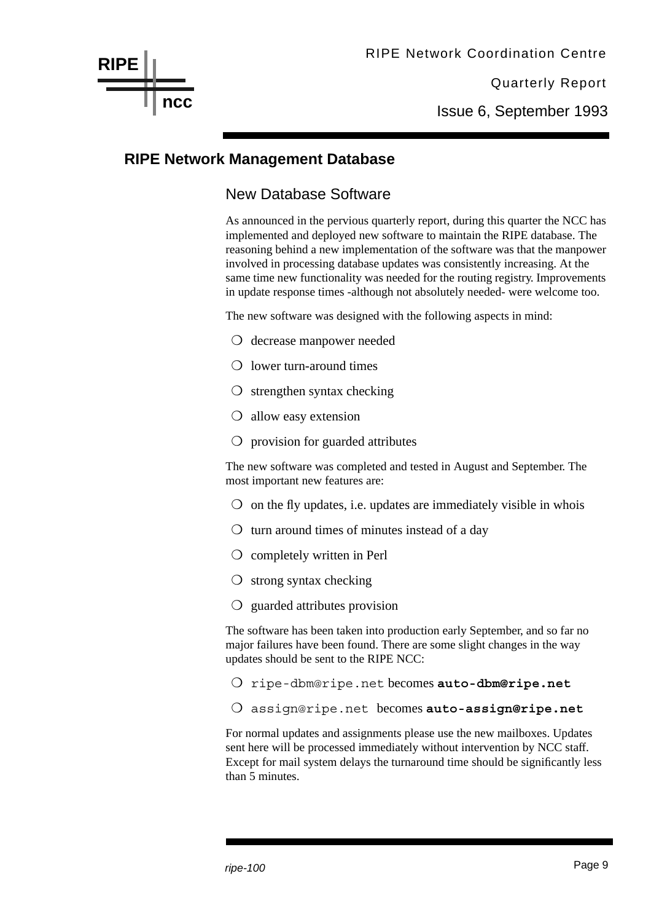## RIPE Network Management Database

### New Database Software

As announced in the pervious quarterly report, during this quarter the NCC has implemented and deployed new software to maintain the RIPE database. The reasoning behind a new implementation of the software was that the manpower involved in processing database updates was consistently increasing. At the same time new functionality was needed for the routing registry. Improvements in update response times -although not absolutely needed- were welcome too.

The new software was designed with the following aspects in mind:

- decrease manpower needed
- lower turn-around times
- strengthen syntax checking
- allow easy extension
- provision for guarded attributes

The new software was completed and tested in August and September. The most important new features are:

- on the fly updates, i.e. updates are immediately visible in whois
- turn around times of minutes instead of a day
- completely written in Perl
- strong syntax checking
- guarded attributes provision

The software has been taken into production early September, and so far no major failures have been found. There are some slight changes in the way updates should be sent to the RIPE NCC:

- `ripe-dbm@ripe.net` becomes **`auto-dbm@ripe.net`**
- `assign@ripe.net` becomes **`auto-assign@ripe.net`**

For normal updates and assignments please use the new mailboxes. Updates sent here will be processed immediately without intervention by NCC staff. Except for mail system delays the turnaround time should be significantly less than 5 minutes.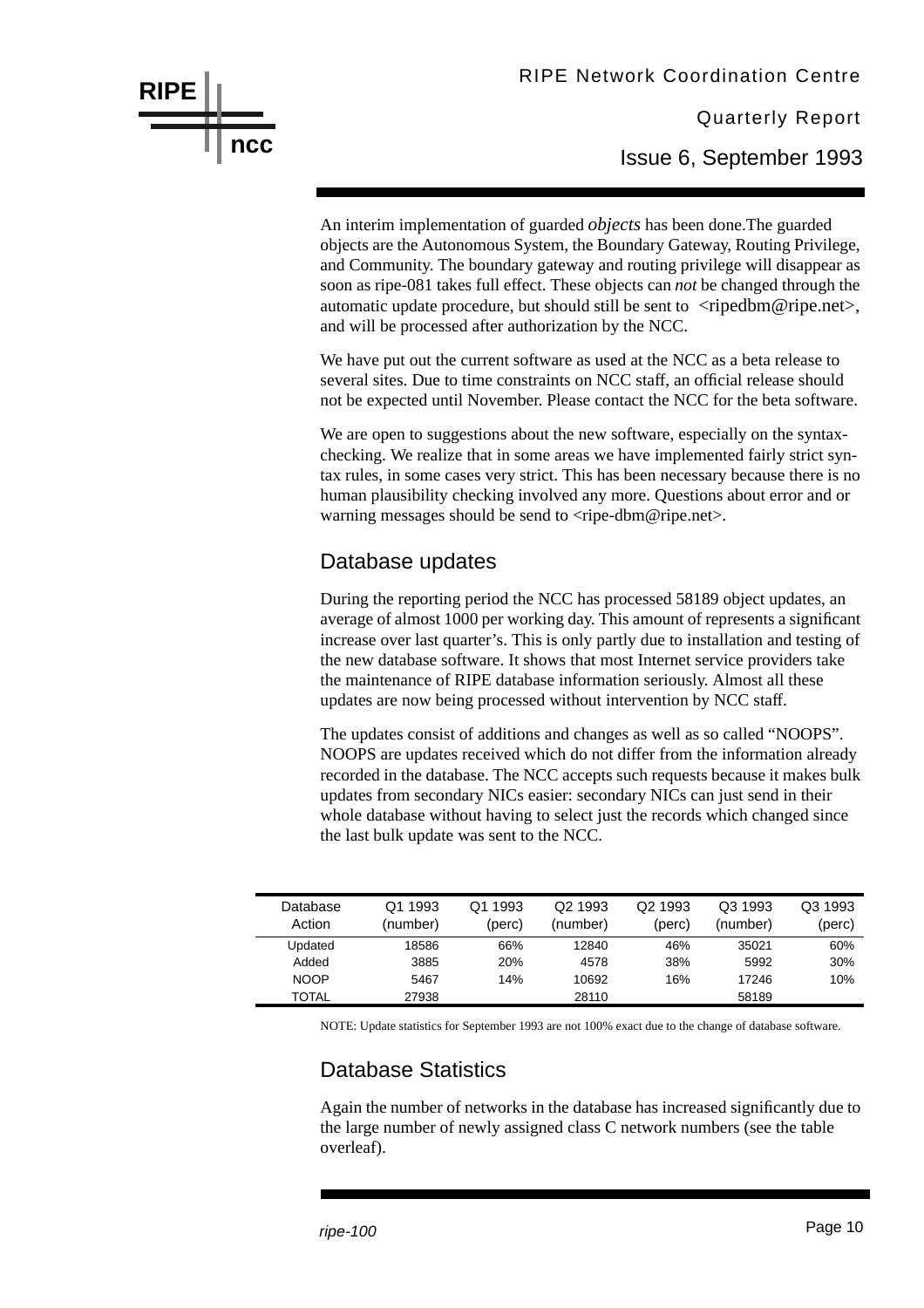An interim implementation of guarded *objects* has been done.The guarded objects are the Autonomous System, the Boundary Gateway, Routing Privilege, and Community. The boundary gateway and routing privilege will disappear as soon as ripe-081 takes full effect. These objects can *not* be changed through the automatic update procedure, but should still be sent to <ripedbm@ripe.net>, and will be processed after authorization by the NCC.

We have put out the current software as used at the NCC as a beta release to several sites. Due to time constraints on NCC staff, an official release should not be expected until November. Please contact the NCC for the beta software.

We are open to suggestions about the new software, especially on the syntax-checking. We realize that in some areas we have implemented fairly strict syntax rules, in some cases very strict. This has been necessary because there is no human plausibility checking involved any more. Questions about error and or warning messages should be send to <ripe-dbm@ripe.net>.

## Database updates

During the reporting period the NCC has processed 58189 object updates, an average of almost 1000 per working day. This amount of represents a significant increase over last quarter's. This is only partly due to installation and testing of the new database software. It shows that most Internet service providers take the maintenance of RIPE database information seriously. Almost all these updates are now being processed without intervention by NCC staff.

The updates consist of additions and changes as well as so called "NOOPS". NOOPS are updates received which do not differ from the information already recorded in the database. The NCC accepts such requests because it makes bulk updates from secondary NICs easier: secondary NICs can just send in their whole database without having to select just the records which changed since the last bulk update was sent to the NCC.

| Database Action | Q1 1993 (number) | Q1 1993 (perc) | Q2 1993 (number) | Q2 1993 (perc) | Q3 1993 (number) | Q3 1993 (perc) |
|---|---|---|---|---|---|---|
| Updated | 18586 | 66% | 12840 | 46% | 35021 | 60% |
| Added | 3885 | 20% | 4578 | 38% | 5992 | 30% |
| NOOP | 5467 | 14% | 10692 | 16% | 17246 | 10% |
| TOTAL | 27938 | | 28110 | | 58189 | |

NOTE: Update statistics for September 1993 are not 100% exact due to the change of database software.

## Database Statistics

Again the number of networks in the database has increased significantly due to the large number of newly assigned class C network numbers (see the table overleaf).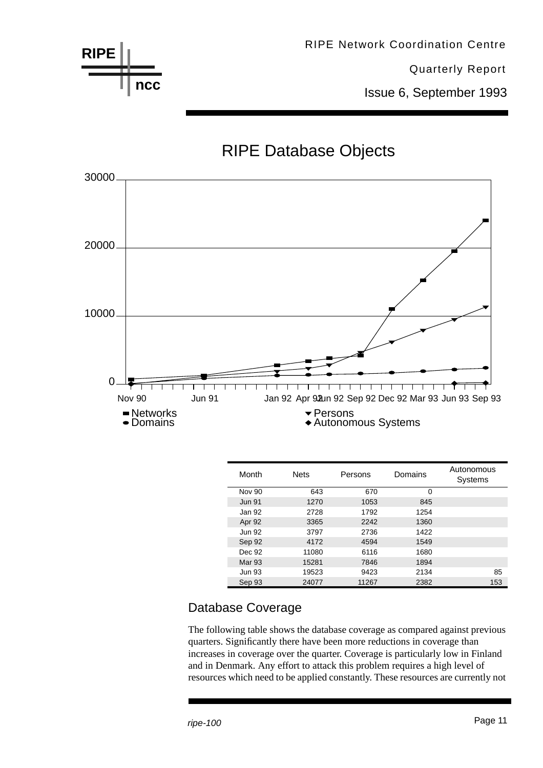## RIPE Database Objects

| Month | Nets | Persons | Domains | Autonomous Systems |
|---|---|---|---|---|
| Nov 90 | 643 | 670 | 0 | |
| Jun 91 | 1270 | 1053 | 845 | |
| Jan 92 | 2728 | 1792 | 1254 | |
| Apr 92 | 3365 | 2242 | 1360 | |
| Jun 92 | 3797 | 2736 | 1422 | |
| Sep 92 | 4172 | 4594 | 1549 | |
| Dec 92 | 11080 | 6116 | 1680 | |
| Mar 93 | 15281 | 7846 | 1894 | |
| Jun 93 | 19523 | 9423 | 2134 | 85 |
| Sep 93 | 24077 | 11267 | 2382 | 153 |

## Database Coverage

The following table shows the database coverage as compared against previous quarters. Significantly there have been more reductions in coverage than increases in coverage over the quarter. Coverage is particularly low in Finland and in Denmark. Any effort to attack this problem requires a high level of resources which need to be applied constantly. These resources are currently not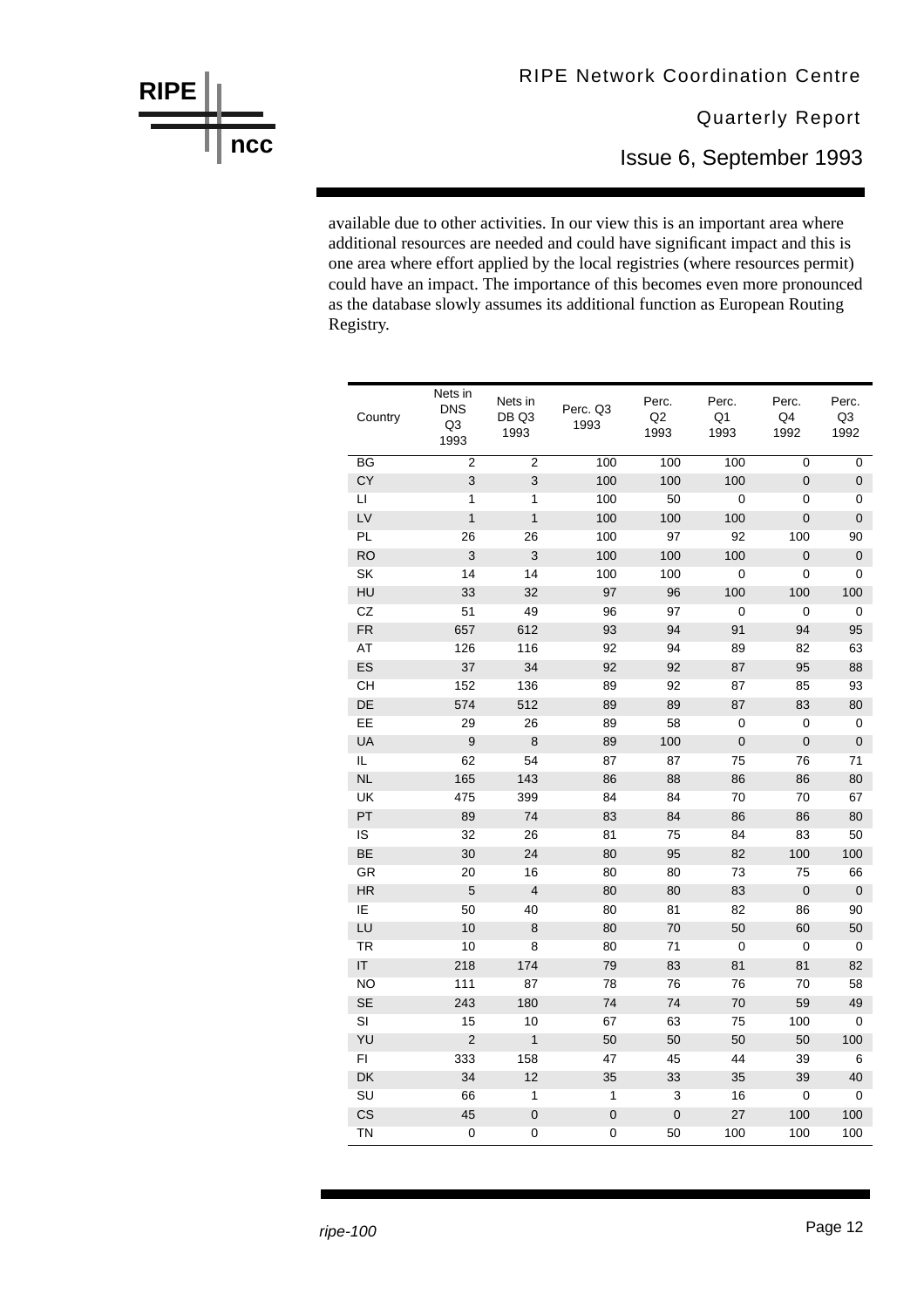available due to other activities. In our view this is an important area where additional resources are needed and could have significant impact and this is one area where effort applied by the local registries (where resources permit) could have an impact. The importance of this becomes even more pronounced as the database slowly assumes its additional function as European Routing Registry.

| Country | Nets in DNS Q3 1993 | Nets in DB Q3 1993 | Perc. Q3 1993 | Perc. Q2 1993 | Perc. Q1 1993 | Perc. Q4 1992 | Perc. Q3 1992 |
|---|---|---|---|---|---|---|---|
| BG | 2 | 2 | 100 | 100 | 100 | 0 | 0 |
| CY | 3 | 3 | 100 | 100 | 100 | 0 | 0 |
| LI | 1 | 1 | 100 | 50 | 0 | 0 | 0 |
| LV | 1 | 1 | 100 | 100 | 100 | 0 | 0 |
| PL | 26 | 26 | 100 | 97 | 92 | 100 | 90 |
| RO | 3 | 3 | 100 | 100 | 100 | 0 | 0 |
| SK | 14 | 14 | 100 | 100 | 0 | 0 | 0 |
| HU | 33 | 32 | 97 | 96 | 100 | 100 | 100 |
| CZ | 51 | 49 | 96 | 97 | 0 | 0 | 0 |
| FR | 657 | 612 | 93 | 94 | 91 | 94 | 95 |
| AT | 126 | 116 | 92 | 94 | 89 | 82 | 63 |
| ES | 37 | 34 | 92 | 92 | 87 | 95 | 88 |
| CH | 152 | 136 | 89 | 92 | 87 | 85 | 93 |
| DE | 574 | 512 | 89 | 89 | 87 | 83 | 80 |
| EE | 29 | 26 | 89 | 58 | 0 | 0 | 0 |
| UA | 9 | 8 | 89 | 100 | 0 | 0 | 0 |
| IL | 62 | 54 | 87 | 87 | 75 | 76 | 71 |
| NL | 165 | 143 | 86 | 88 | 86 | 86 | 80 |
| UK | 475 | 399 | 84 | 84 | 70 | 70 | 67 |
| PT | 89 | 74 | 83 | 84 | 86 | 86 | 80 |
| IS | 32 | 26 | 81 | 75 | 84 | 83 | 50 |
| BE | 30 | 24 | 80 | 95 | 82 | 100 | 100 |
| GR | 20 | 16 | 80 | 80 | 73 | 75 | 66 |
| HR | 5 | 4 | 80 | 80 | 83 | 0 | 0 |
| IE | 50 | 40 | 80 | 81 | 82 | 86 | 90 |
| LU | 10 | 8 | 80 | 70 | 50 | 60 | 50 |
| TR | 10 | 8 | 80 | 71 | 0 | 0 | 0 |
| IT | 218 | 174 | 79 | 83 | 81 | 81 | 82 |
| NO | 111 | 87 | 78 | 76 | 76 | 70 | 58 |
| SE | 243 | 180 | 74 | 74 | 70 | 59 | 49 |
| SI | 15 | 10 | 67 | 63 | 75 | 100 | 0 |
| YU | 2 | 1 | 50 | 50 | 50 | 50 | 100 |
| FI | 333 | 158 | 47 | 45 | 44 | 39 | 6 |
| DK | 34 | 12 | 35 | 33 | 35 | 39 | 40 |
| SU | 66 | 1 | 1 | 3 | 16 | 0 | 0 |
| CS | 45 | 0 | 0 | 0 | 27 | 100 | 100 |
| TN | 0 | 0 | 0 | 50 | 100 | 100 | 100 |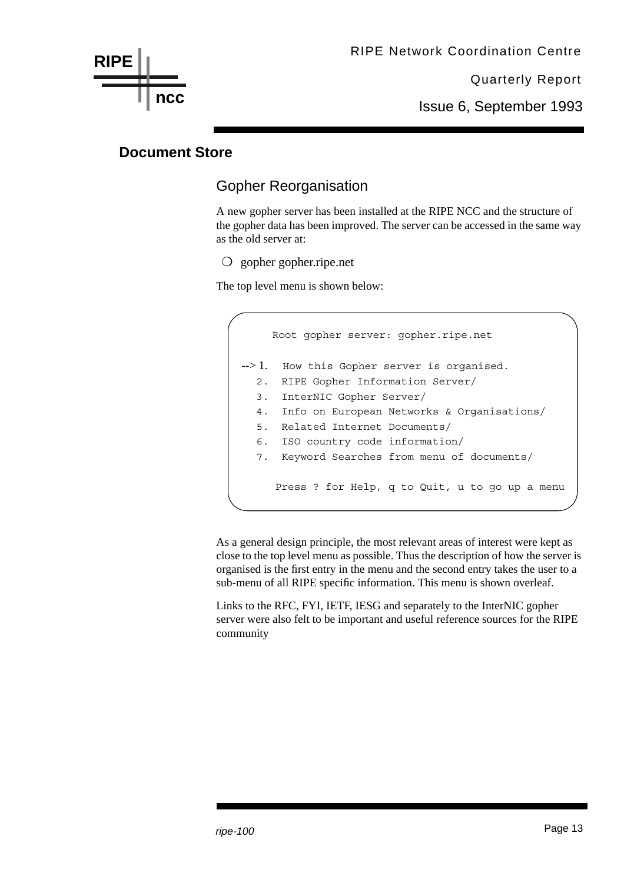## Document Store

### Gopher Reorganisation

A new gopher server has been installed at the RIPE NCC and the structure of the gopher data has been improved. The server can be accessed in the same way as the old server at:

- gopher gopher.ripe.net

The top level menu is shown below:

```
      Root gopher server: gopher.ripe.net

--> 1.  How this Gopher server is organised.
    2.  RIPE Gopher Information Server/
    3.  InterNIC Gopher Server/
    4.  Info on European Networks & Organisations/
    5.  Related Internet Documents/
    6.  ISO country code information/
    7.  Keyword Searches from menu of documents/

       Press ? for Help, q to Quit, u to go up a menu
```

As a general design principle, the most relevant areas of interest were kept as close to the top level menu as possible. Thus the description of how the server is organised is the first entry in the menu and the second entry takes the user to a sub-menu of all RIPE specific information. This menu is shown overleaf.

Links to the RFC, FYI, IETF, IESG and separately to the InterNIC gopher server were also felt to be important and useful reference sources for the RIPE community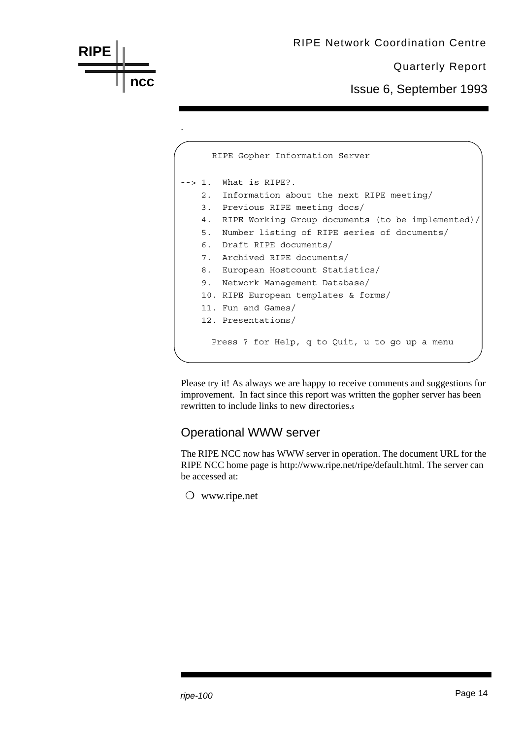.

```
      RIPE Gopher Information Server

--> 1.  What is RIPE?.
    2.  Information about the next RIPE meeting/
    3.  Previous RIPE meeting docs/
    4.  RIPE Working Group documents (to be implemented)/
    5.  Number listing of RIPE series of documents/
    6.  Draft RIPE documents/
    7.  Archived RIPE documents/
    8.  European Hostcount Statistics/
    9.  Network Management Database/
    10. RIPE European templates & forms/
    11. Fun and Games/
    12. Presentations/

      Press ? for Help, q to Quit, u to go up a menu
```

Please try it! As always we are happy to receive comments and suggestions for improvement. In fact since this report was written the gopher server has been rewritten to include links to new directories.s

## Operational WWW server

The RIPE NCC now has WWW server in operation. The document URL for the RIPE NCC home page is http://www.ripe.net/ripe/default.html. The server can be accessed at:

- www.ripe.net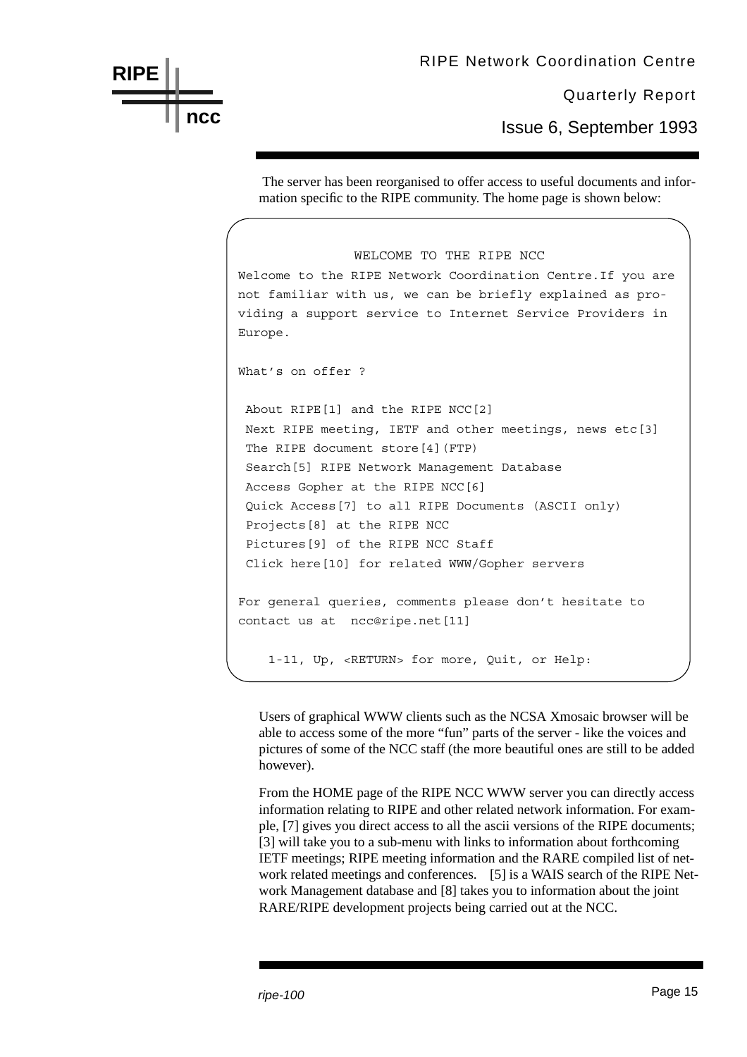The server has been reorganised to offer access to useful documents and information specific to the RIPE community. The home page is shown below:

```
              WELCOME TO THE RIPE NCC
Welcome to the RIPE Network Coordination Centre.If you are
not familiar with us, we can be briefly explained as pro-
viding a support service to Internet Service Providers in
Europe.

What's on offer ?

 About RIPE[1] and the RIPE NCC[2]
 Next RIPE meeting, IETF and other meetings, news etc[3]
 The RIPE document store[4](FTP)
 Search[5] RIPE Network Management Database
 Access Gopher at the RIPE NCC[6]
 Quick Access[7] to all RIPE Documents (ASCII only)
 Projects[8] at the RIPE NCC
 Pictures[9] of the RIPE NCC Staff
 Click here[10] for related WWW/Gopher servers

For general queries, comments please don't hesitate to
contact us at  ncc@ripe.net[11]

    1-11, Up, <RETURN> for more, Quit, or Help:
```

Users of graphical WWW clients such as the NCSA Xmosaic browser will be able to access some of the more "fun" parts of the server - like the voices and pictures of some of the NCC staff (the more beautiful ones are still to be added however).

From the HOME page of the RIPE NCC WWW server you can directly access information relating to RIPE and other related network information. For example, [7] gives you direct access to all the ascii versions of the RIPE documents; [3] will take you to a sub-menu with links to information about forthcoming IETF meetings; RIPE meeting information and the RARE compiled list of network related meetings and conferences. [5] is a WAIS search of the RIPE Network Management database and [8] takes you to information about the joint RARE/RIPE development projects being carried out at the NCC.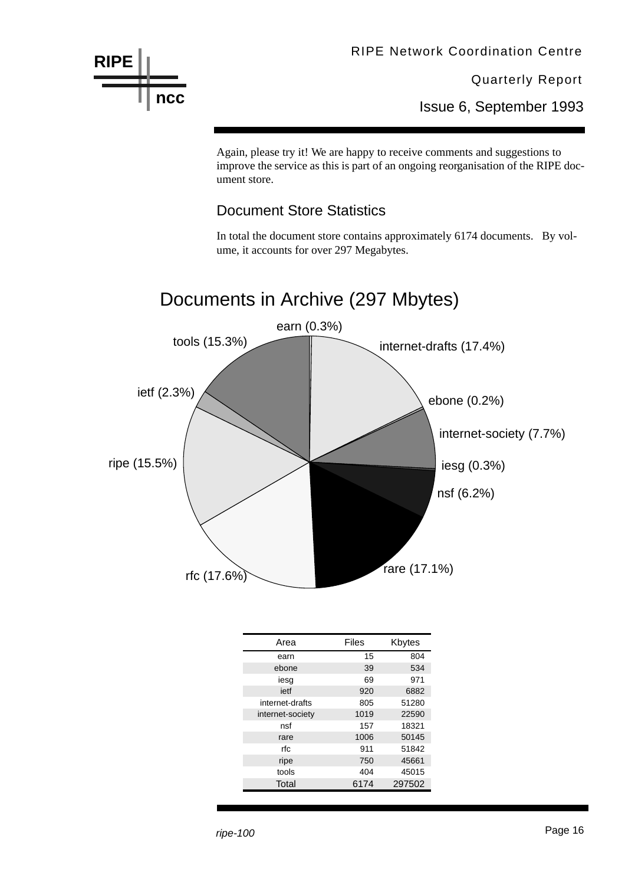Again, please try it! We are happy to receive comments and suggestions to improve the service as this is part of an ongoing reorganisation of the RIPE document store.

## Document Store Statistics

In total the document store contains approximately 6174 documents. By volume, it accounts for over 297 Megabytes.

**Documents in Archive (297 Mbytes)**

earn (0.3%), internet-drafts (17.4%), ebone (0.2%), internet-society (7.7%), iesg (0.3%), nsf (6.2%), rare (17.1%), rfc (17.6%), ripe (15.5%), ietf (2.3%), tools (15.3%)

| Area | Files | Kbytes |
|---|---|---|
| earn | 15 | 804 |
| ebone | 39 | 534 |
| iesg | 69 | 971 |
| ietf | 920 | 6882 |
| internet-drafts | 805 | 51280 |
| internet-society | 1019 | 22590 |
| nsf | 157 | 18321 |
| rare | 1006 | 50145 |
| rfc | 911 | 51842 |
| ripe | 750 | 45661 |
| tools | 404 | 45015 |
| Total | 6174 | 297502 |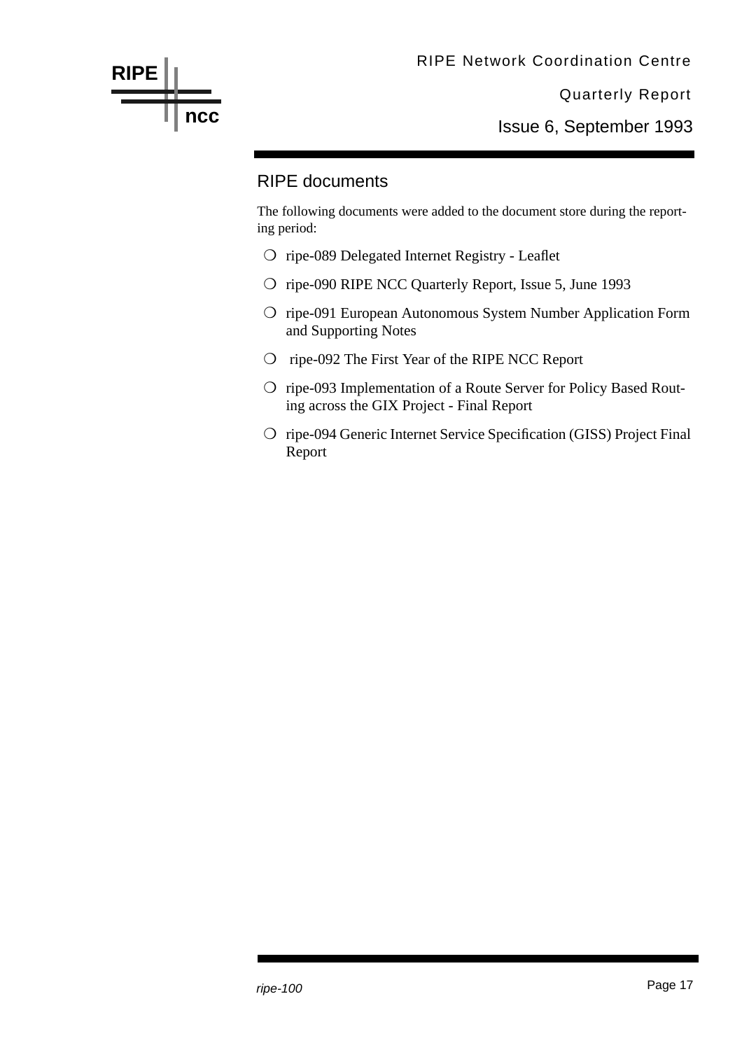## RIPE documents

The following documents were added to the document store during the reporting period:

- ripe-089 Delegated Internet Registry - Leaflet
- ripe-090 RIPE NCC Quarterly Report, Issue 5, June 1993
- ripe-091 European Autonomous System Number Application Form and Supporting Notes
- ripe-092 The First Year of the RIPE NCC Report
- ripe-093 Implementation of a Route Server for Policy Based Routing across the GIX Project - Final Report
- ripe-094 Generic Internet Service Specification (GISS) Project Final Report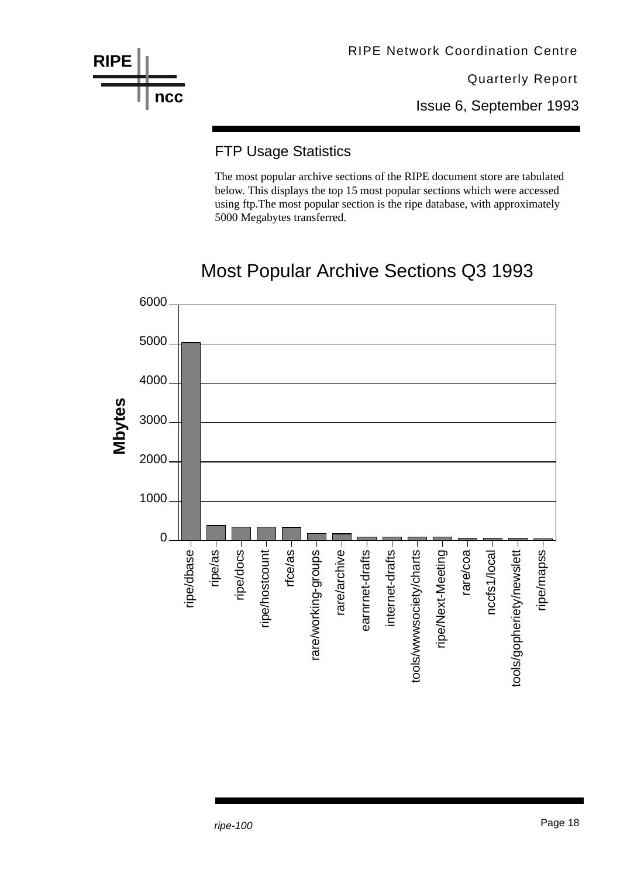## FTP Usage Statistics

The most popular archive sections of the RIPE document store are tabulated below. This displays the top 15 most popular sections which were accessed using ftp.The most popular section is the ripe database, with approximately 5000 Megabytes transferred.

### Most Popular Archive Sections Q3 1993

Mbytes

6000

5000

4000

3000

2000

1000

0

ripe/dbase, ripe/as, ripe/docs, ripe/hostcount, rfce/as, rare/working-groups, rare/archive, earnrnet-drafts, internet-drafts, tools/wwwsociety/charts, ripe/Next-Meeting, rare/coa, nccfs1/local, tools/gopheriety/newslett, ripe/mapss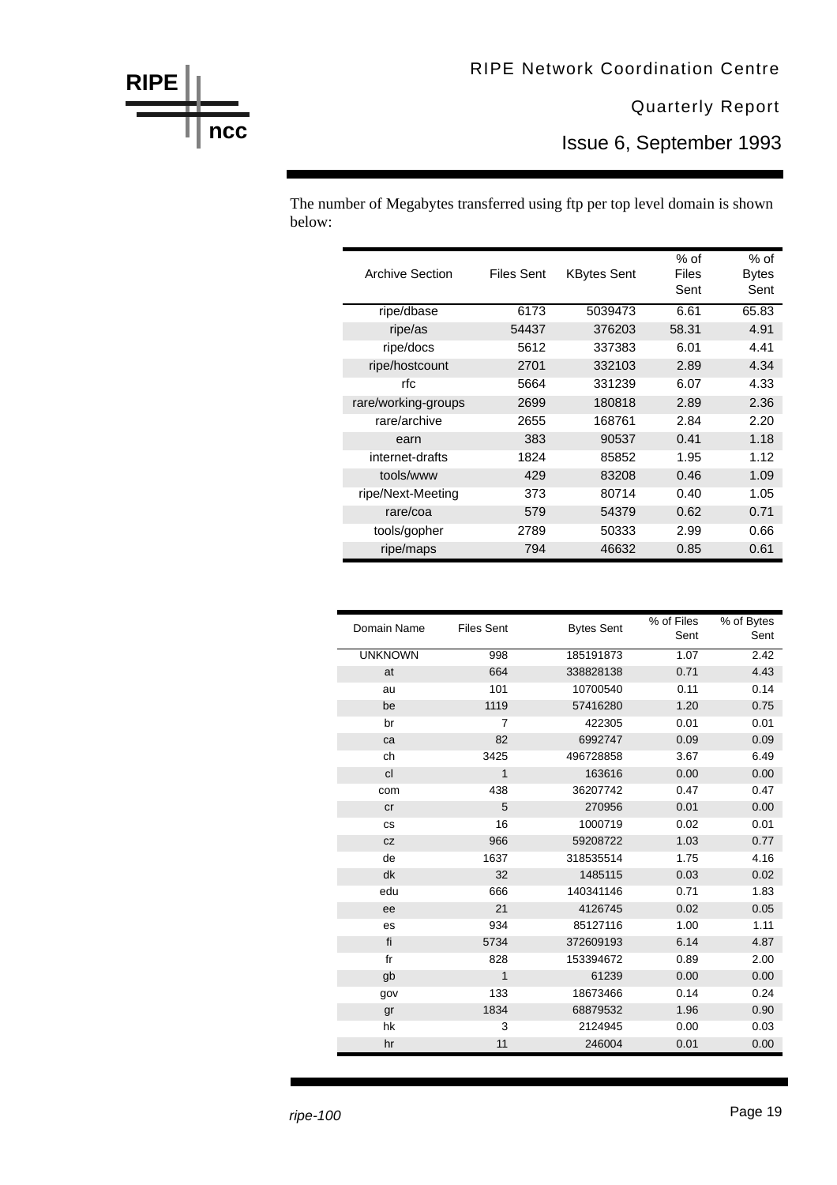The number of Megabytes transferred using ftp per top level domain is shown below:

| Archive Section | Files Sent | KBytes Sent | % of Files Sent | % of Bytes Sent |
|---|---|---|---|---|
| ripe/dbase | 6173 | 5039473 | 6.61 | 65.83 |
| ripe/as | 54437 | 376203 | 58.31 | 4.91 |
| ripe/docs | 5612 | 337383 | 6.01 | 4.41 |
| ripe/hostcount | 2701 | 332103 | 2.89 | 4.34 |
| rfc | 5664 | 331239 | 6.07 | 4.33 |
| rare/working-groups | 2699 | 180818 | 2.89 | 2.36 |
| rare/archive | 2655 | 168761 | 2.84 | 2.20 |
| earn | 383 | 90537 | 0.41 | 1.18 |
| internet-drafts | 1824 | 85852 | 1.95 | 1.12 |
| tools/www | 429 | 83208 | 0.46 | 1.09 |
| ripe/Next-Meeting | 373 | 80714 | 0.40 | 1.05 |
| rare/coa | 579 | 54379 | 0.62 | 0.71 |
| tools/gopher | 2789 | 50333 | 2.99 | 0.66 |
| ripe/maps | 794 | 46632 | 0.85 | 0.61 |

| Domain Name | Files Sent | Bytes Sent | % of Files Sent | % of Bytes Sent |
|---|---|---|---|---|
| UNKNOWN | 998 | 185191873 | 1.07 | 2.42 |
| at | 664 | 338828138 | 0.71 | 4.43 |
| au | 101 | 10700540 | 0.11 | 0.14 |
| be | 1119 | 57416280 | 1.20 | 0.75 |
| br | 7 | 422305 | 0.01 | 0.01 |
| ca | 82 | 6992747 | 0.09 | 0.09 |
| ch | 3425 | 496728858 | 3.67 | 6.49 |
| cl | 1 | 163616 | 0.00 | 0.00 |
| com | 438 | 36207742 | 0.47 | 0.47 |
| cr | 5 | 270956 | 0.01 | 0.00 |
| cs | 16 | 1000719 | 0.02 | 0.01 |
| cz | 966 | 59208722 | 1.03 | 0.77 |
| de | 1637 | 318535514 | 1.75 | 4.16 |
| dk | 32 | 1485115 | 0.03 | 0.02 |
| edu | 666 | 140341146 | 0.71 | 1.83 |
| ee | 21 | 4126745 | 0.02 | 0.05 |
| es | 934 | 85127116 | 1.00 | 1.11 |
| fi | 5734 | 372609193 | 6.14 | 4.87 |
| fr | 828 | 153394672 | 0.89 | 2.00 |
| gb | 1 | 61239 | 0.00 | 0.00 |
| gov | 133 | 18673466 | 0.14 | 0.24 |
| gr | 1834 | 68879532 | 1.96 | 0.90 |
| hk | 3 | 2124945 | 0.00 | 0.03 |
| hr | 11 | 246004 | 0.01 | 0.00 |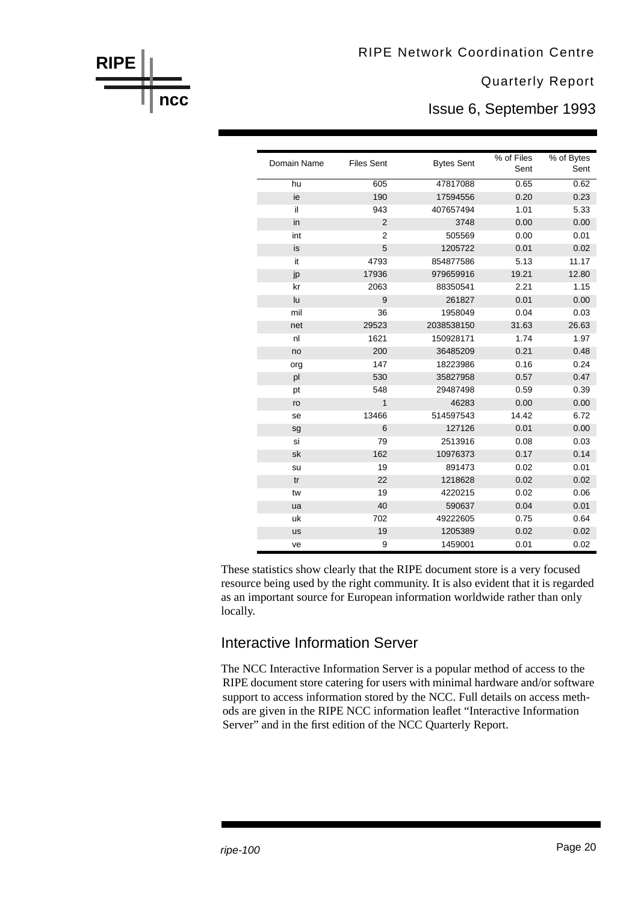| Domain Name | Files Sent | Bytes Sent | % of Files Sent | % of Bytes Sent |
|---|---|---|---|---|
| hu | 605 | 47817088 | 0.65 | 0.62 |
| ie | 190 | 17594556 | 0.20 | 0.23 |
| il | 943 | 407657494 | 1.01 | 5.33 |
| in | 2 | 3748 | 0.00 | 0.00 |
| int | 2 | 505569 | 0.00 | 0.01 |
| is | 5 | 1205722 | 0.01 | 0.02 |
| it | 4793 | 854877586 | 5.13 | 11.17 |
| jp | 17936 | 979659916 | 19.21 | 12.80 |
| kr | 2063 | 88350541 | 2.21 | 1.15 |
| lu | 9 | 261827 | 0.01 | 0.00 |
| mil | 36 | 1958049 | 0.04 | 0.03 |
| net | 29523 | 2038538150 | 31.63 | 26.63 |
| nl | 1621 | 150928171 | 1.74 | 1.97 |
| no | 200 | 36485209 | 0.21 | 0.48 |
| org | 147 | 18223986 | 0.16 | 0.24 |
| pl | 530 | 35827958 | 0.57 | 0.47 |
| pt | 548 | 29487498 | 0.59 | 0.39 |
| ro | 1 | 46283 | 0.00 | 0.00 |
| se | 13466 | 514597543 | 14.42 | 6.72 |
| sg | 6 | 127126 | 0.01 | 0.00 |
| si | 79 | 2513916 | 0.08 | 0.03 |
| sk | 162 | 10976373 | 0.17 | 0.14 |
| su | 19 | 891473 | 0.02 | 0.01 |
| tr | 22 | 1218628 | 0.02 | 0.02 |
| tw | 19 | 4220215 | 0.02 | 0.06 |
| ua | 40 | 590637 | 0.04 | 0.01 |
| uk | 702 | 49222605 | 0.75 | 0.64 |
| us | 19 | 1205389 | 0.02 | 0.02 |
| ve | 9 | 1459001 | 0.01 | 0.02 |

These statistics show clearly that the RIPE document store is a very focused resource being used by the right community. It is also evident that it is regarded as an important source for European information worldwide rather than only locally.

## Interactive Information Server

The NCC Interactive Information Server is a popular method of access to the RIPE document store catering for users with minimal hardware and/or software support to access information stored by the NCC. Full details on access methods are given in the RIPE NCC information leaflet "Interactive Information Server" and in the first edition of the NCC Quarterly Report.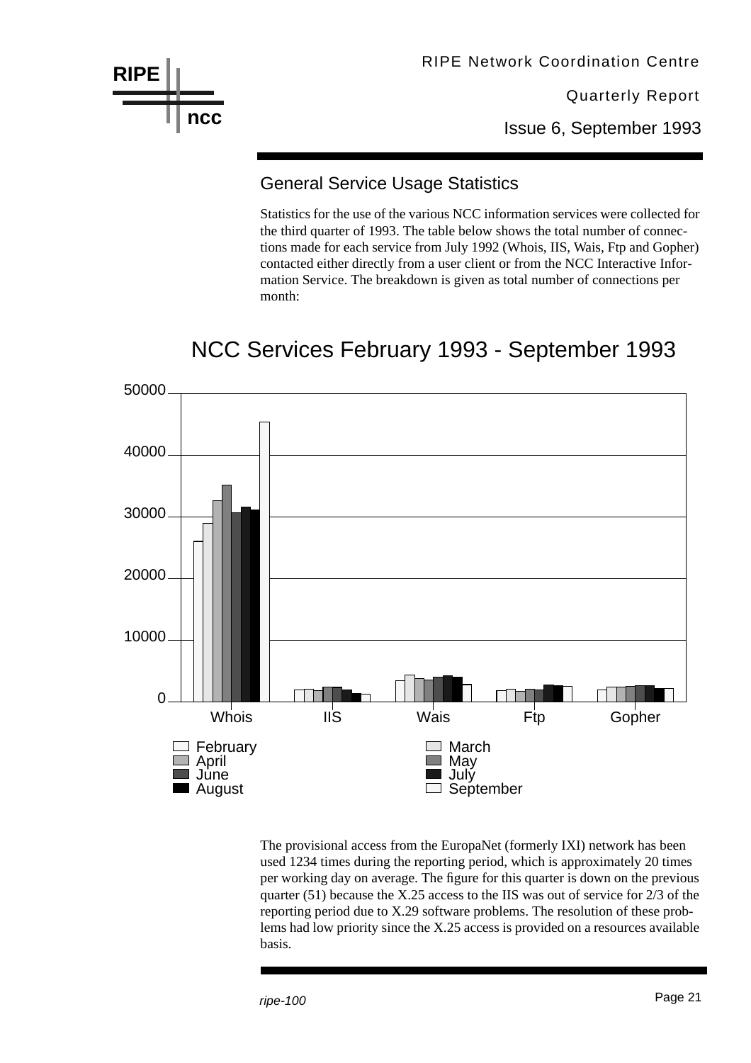## General Service Usage Statistics

Statistics for the use of the various NCC information services were collected for the third quarter of 1993. The table below shows the total number of connections made for each service from July 1992 (Whois, IIS, Wais, Ftp and Gopher) contacted either directly from a user client or from the NCC Interactive Information Service. The breakdown is given as total number of connections per month:

NCC Services February 1993 - September 1993

The provisional access from the EuropaNet (formerly IXI) network has been used 1234 times during the reporting period, which is approximately 20 times per working day on average. The figure for this quarter is down on the previous quarter (51) because the X.25 access to the IIS was out of service for 2/3 of the reporting period due to X.29 software problems. The resolution of these problems had low priority since the X.25 access is provided on a resources available basis.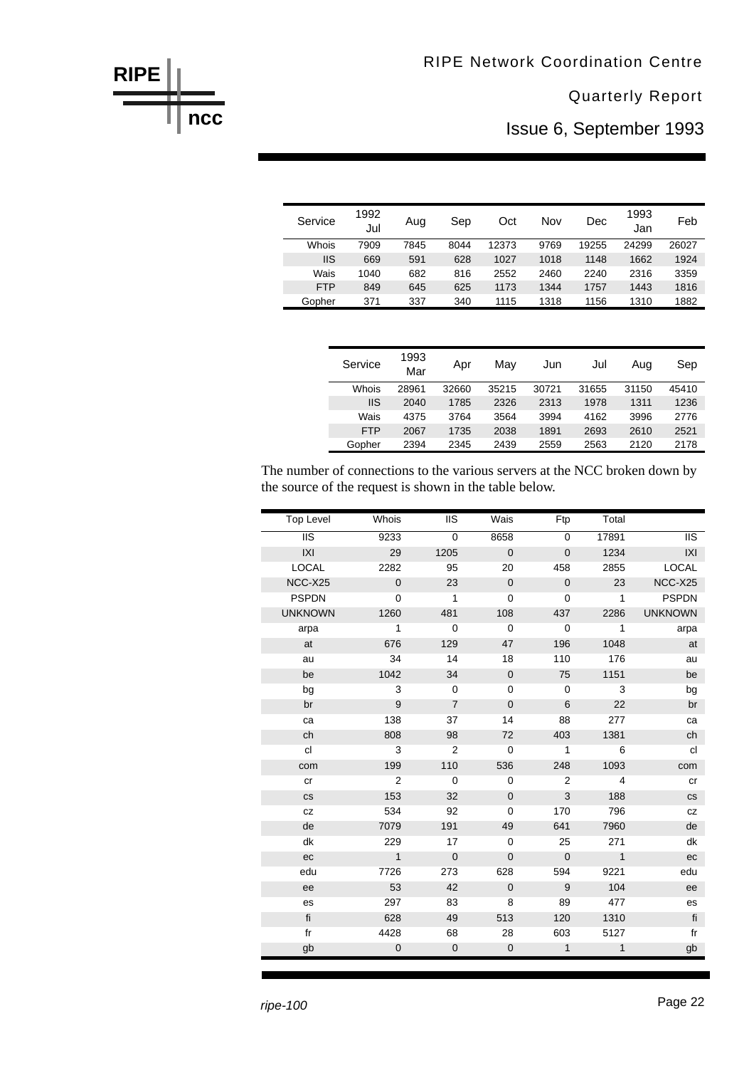| Service | 1992 Jul | Aug | Sep | Oct | Nov | Dec | 1993 Jan | Feb |
|---|---|---|---|---|---|---|---|---|
| Whois | 7909 | 7845 | 8044 | 12373 | 9769 | 19255 | 24299 | 26027 |
| IIS | 669 | 591 | 628 | 1027 | 1018 | 1148 | 1662 | 1924 |
| Wais | 1040 | 682 | 816 | 2552 | 2460 | 2240 | 2316 | 3359 |
| FTP | 849 | 645 | 625 | 1173 | 1344 | 1757 | 1443 | 1816 |
| Gopher | 371 | 337 | 340 | 1115 | 1318 | 1156 | 1310 | 1882 |

| Service | 1993 Mar | Apr | May | Jun | Jul | Aug | Sep |
|---|---|---|---|---|---|---|---|
| Whois | 28961 | 32660 | 35215 | 30721 | 31655 | 31150 | 45410 |
| IIS | 2040 | 1785 | 2326 | 2313 | 1978 | 1311 | 1236 |
| Wais | 4375 | 3764 | 3564 | 3994 | 4162 | 3996 | 2776 |
| FTP | 2067 | 1735 | 2038 | 1891 | 2693 | 2610 | 2521 |
| Gopher | 2394 | 2345 | 2439 | 2559 | 2563 | 2120 | 2178 |

The number of connections to the various servers at the NCC broken down by the source of the request is shown in the table below.

| Top Level | Whois | IIS | Wais | Ftp | Total | |
|---|---|---|---|---|---|---|
| IIS | 9233 | 0 | 8658 | 0 | 17891 | IIS |
| IXI | 29 | 1205 | 0 | 0 | 1234 | IXI |
| LOCAL | 2282 | 95 | 20 | 458 | 2855 | LOCAL |
| NCC-X25 | 0 | 23 | 0 | 0 | 23 | NCC-X25 |
| PSPDN | 0 | 1 | 0 | 0 | 1 | PSPDN |
| UNKNOWN | 1260 | 481 | 108 | 437 | 2286 | UNKNOWN |
| arpa | 1 | 0 | 0 | 0 | 1 | arpa |
| at | 676 | 129 | 47 | 196 | 1048 | at |
| au | 34 | 14 | 18 | 110 | 176 | au |
| be | 1042 | 34 | 0 | 75 | 1151 | be |
| bg | 3 | 0 | 0 | 0 | 3 | bg |
| br | 9 | 7 | 0 | 6 | 22 | br |
| ca | 138 | 37 | 14 | 88 | 277 | ca |
| ch | 808 | 98 | 72 | 403 | 1381 | ch |
| cl | 3 | 2 | 0 | 1 | 6 | cl |
| com | 199 | 110 | 536 | 248 | 1093 | com |
| cr | 2 | 0 | 0 | 2 | 4 | cr |
| cs | 153 | 32 | 0 | 3 | 188 | cs |
| cz | 534 | 92 | 0 | 170 | 796 | cz |
| de | 7079 | 191 | 49 | 641 | 7960 | de |
| dk | 229 | 17 | 0 | 25 | 271 | dk |
| ec | 1 | 0 | 0 | 0 | 1 | ec |
| edu | 7726 | 273 | 628 | 594 | 9221 | edu |
| ee | 53 | 42 | 0 | 9 | 104 | ee |
| es | 297 | 83 | 8 | 89 | 477 | es |
| fi | 628 | 49 | 513 | 120 | 1310 | fi |
| fr | 4428 | 68 | 28 | 603 | 5127 | fr |
| gb | 0 | 0 | 0 | 1 | 1 | gb |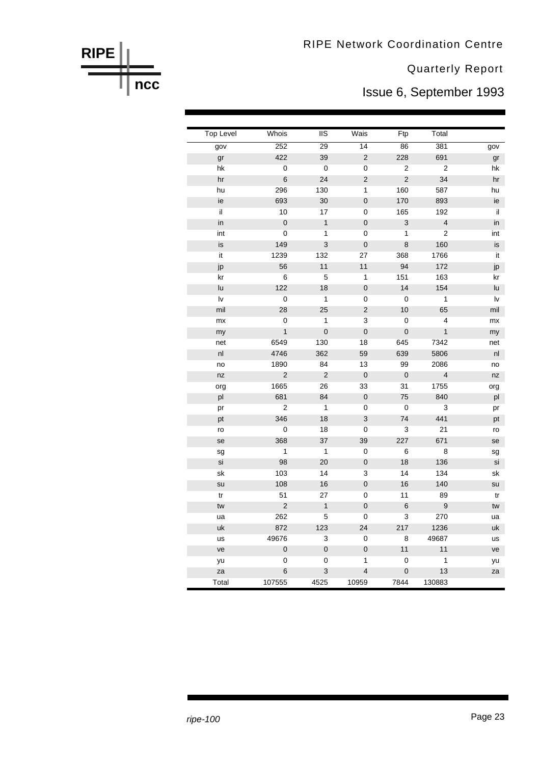| Top Level | Whois | IIS | Wais | Ftp | Total | |
|---|---|---|---|---|---|---|
| gov | 252 | 29 | 14 | 86 | 381 | gov |
| gr | 422 | 39 | 2 | 228 | 691 | gr |
| hk | 0 | 0 | 0 | 2 | 2 | hk |
| hr | 6 | 24 | 2 | 2 | 34 | hr |
| hu | 296 | 130 | 1 | 160 | 587 | hu |
| ie | 693 | 30 | 0 | 170 | 893 | ie |
| il | 10 | 17 | 0 | 165 | 192 | il |
| in | 0 | 1 | 0 | 3 | 4 | in |
| int | 0 | 1 | 0 | 1 | 2 | int |
| is | 149 | 3 | 0 | 8 | 160 | is |
| it | 1239 | 132 | 27 | 368 | 1766 | it |
| jp | 56 | 11 | 11 | 94 | 172 | jp |
| kr | 6 | 5 | 1 | 151 | 163 | kr |
| lu | 122 | 18 | 0 | 14 | 154 | lu |
| lv | 0 | 1 | 0 | 0 | 1 | lv |
| mil | 28 | 25 | 2 | 10 | 65 | mil |
| mx | 0 | 1 | 3 | 0 | 4 | mx |
| my | 1 | 0 | 0 | 0 | 1 | my |
| net | 6549 | 130 | 18 | 645 | 7342 | net |
| nl | 4746 | 362 | 59 | 639 | 5806 | nl |
| no | 1890 | 84 | 13 | 99 | 2086 | no |
| nz | 2 | 2 | 0 | 0 | 4 | nz |
| org | 1665 | 26 | 33 | 31 | 1755 | org |
| pl | 681 | 84 | 0 | 75 | 840 | pl |
| pr | 2 | 1 | 0 | 0 | 3 | pr |
| pt | 346 | 18 | 3 | 74 | 441 | pt |
| ro | 0 | 18 | 0 | 3 | 21 | ro |
| se | 368 | 37 | 39 | 227 | 671 | se |
| sg | 1 | 1 | 0 | 6 | 8 | sg |
| si | 98 | 20 | 0 | 18 | 136 | si |
| sk | 103 | 14 | 3 | 14 | 134 | sk |
| su | 108 | 16 | 0 | 16 | 140 | su |
| tr | 51 | 27 | 0 | 11 | 89 | tr |
| tw | 2 | 1 | 0 | 6 | 9 | tw |
| ua | 262 | 5 | 0 | 3 | 270 | ua |
| uk | 872 | 123 | 24 | 217 | 1236 | uk |
| us | 49676 | 3 | 0 | 8 | 49687 | us |
| ve | 0 | 0 | 0 | 11 | 11 | ve |
| yu | 0 | 0 | 1 | 0 | 1 | yu |
| za | 6 | 3 | 4 | 0 | 13 | za |
| Total | 107555 | 4525 | 10959 | 7844 | 130883 | |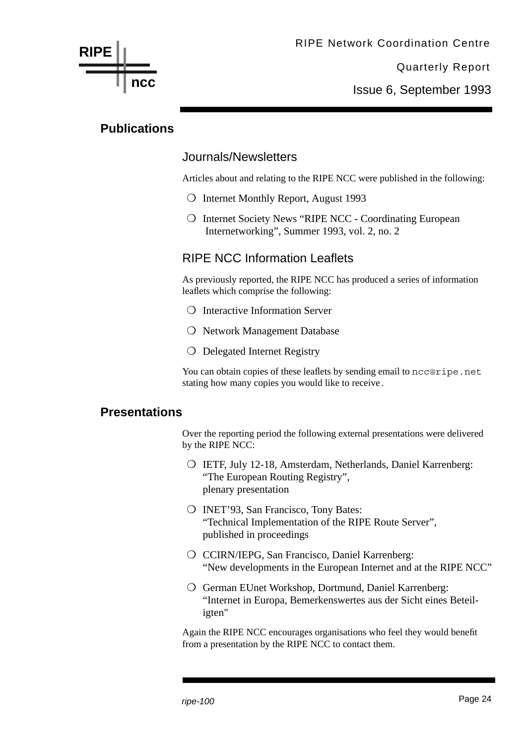## Publications

### Journals/Newsletters

Articles about and relating to the RIPE NCC were published in the following:

- Internet Monthly Report, August 1993
- Internet Society News “RIPE NCC - Coordinating European Internetworking”, Summer 1993, vol. 2, no. 2

### RIPE NCC Information Leaflets

As previously reported, the RIPE NCC has produced a series of information leaflets which comprise the following:

- Interactive Information Server
- Network Management Database
- Delegated Internet Registry

You can obtain copies of these leaflets by sending email to `ncc@ripe.net` stating how many copies you would like to receive.

## Presentations

Over the reporting period the following external presentations were delivered by the RIPE NCC:

- IETF, July 12-18, Amsterdam, Netherlands, Daniel Karrenberg:
  “The European Routing Registry”,
  plenary presentation
- INET’93, San Francisco, Tony Bates:
  “Technical Implementation of the RIPE Route Server”,
  published in proceedings
- CCIRN/IEPG, San Francisco, Daniel Karrenberg:
  “New developments in the European Internet and at the RIPE NCC”
- German EUnet Workshop, Dortmund, Daniel Karrenberg:
  “Internet in Europa, Bemerkenswertes aus der Sicht eines Beteiligten"

Again the RIPE NCC encourages organisations who feel they would benefit from a presentation by the RIPE NCC to contact them.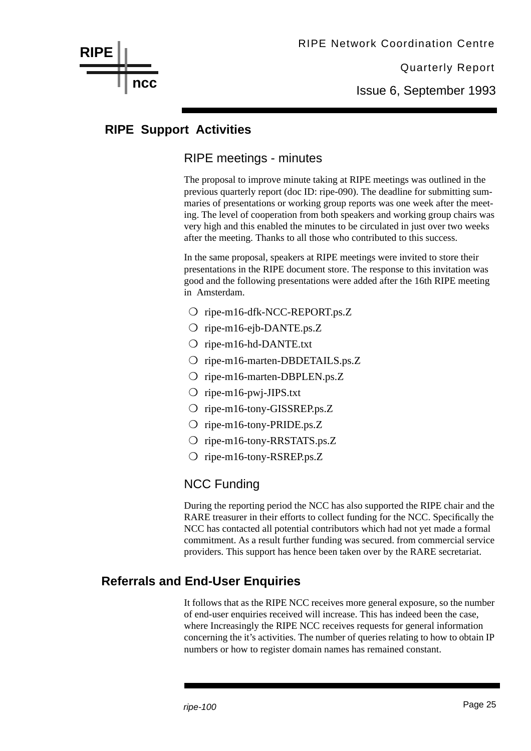## RIPE Support Activities

### RIPE meetings - minutes

The proposal to improve minute taking at RIPE meetings was outlined in the previous quarterly report (doc ID: ripe-090). The deadline for submitting summaries of presentations or working group reports was one week after the meeting. The level of cooperation from both speakers and working group chairs was very high and this enabled the minutes to be circulated in just over two weeks after the meeting. Thanks to all those who contributed to this success.

In the same proposal, speakers at RIPE meetings were invited to store their presentations in the RIPE document store. The response to this invitation was good and the following presentations were added after the 16th RIPE meeting in Amsterdam.

- ripe-m16-dfk-NCC-REPORT.ps.Z
- ripe-m16-ejb-DANTE.ps.Z
- ripe-m16-hd-DANTE.txt
- ripe-m16-marten-DBDETAILS.ps.Z
- ripe-m16-marten-DBPLEN.ps.Z
- ripe-m16-pwj-JIPS.txt
- ripe-m16-tony-GISSREP.ps.Z
- ripe-m16-tony-PRIDE.ps.Z
- ripe-m16-tony-RRSTATS.ps.Z
- ripe-m16-tony-RSREP.ps.Z

### NCC Funding

During the reporting period the NCC has also supported the RIPE chair and the RARE treasurer in their efforts to collect funding for the NCC. Specifically the NCC has contacted all potential contributors which had not yet made a formal commitment. As a result further funding was secured. from commercial service providers. This support has hence been taken over by the RARE secretariat.

## Referrals and End-User Enquiries

It follows that as the RIPE NCC receives more general exposure, so the number of end-user enquiries received will increase. This has indeed been the case, where Increasingly the RIPE NCC receives requests for general information concerning the it's activities. The number of queries relating to how to obtain IP numbers or how to register domain names has remained constant.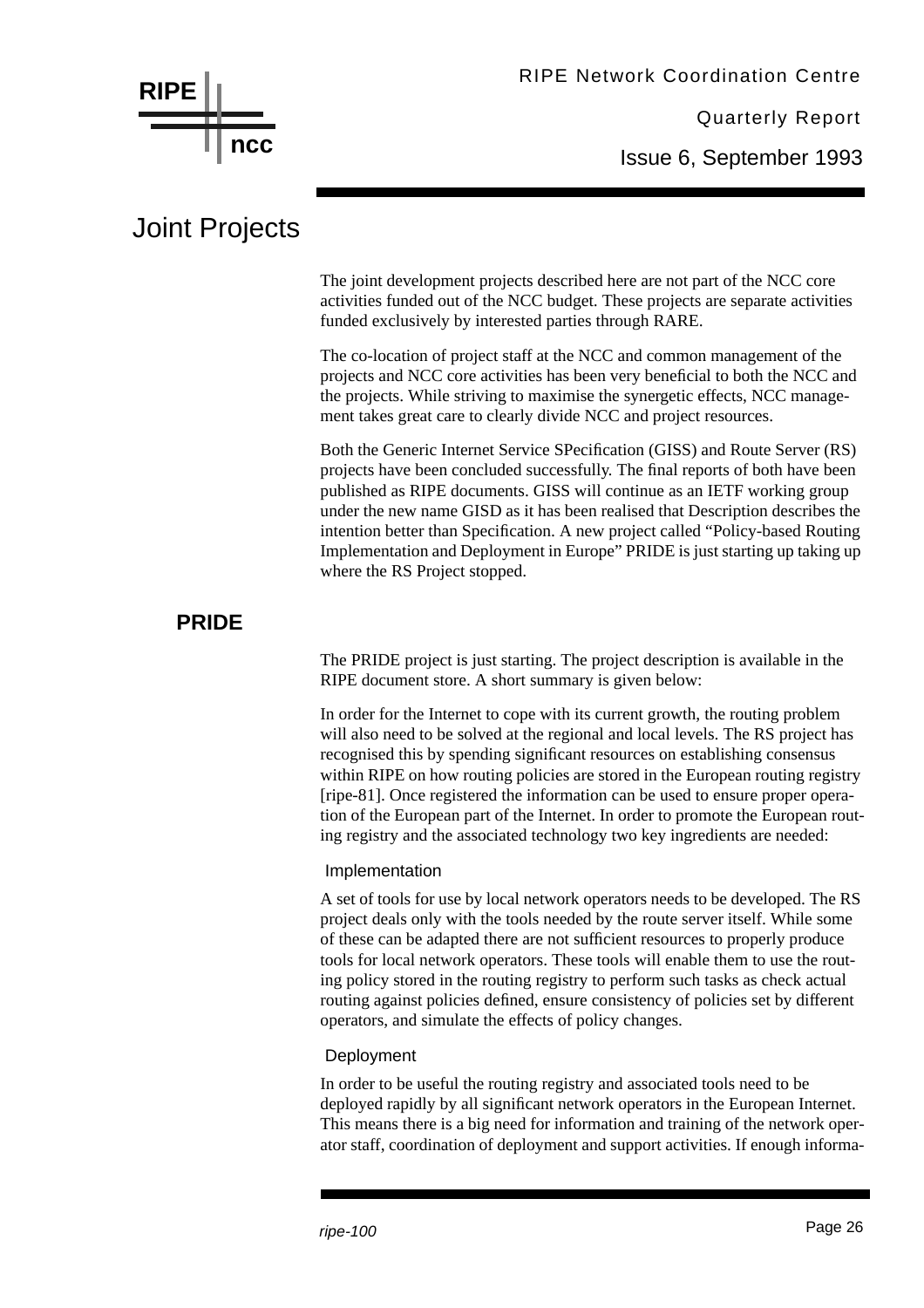# Joint Projects

The joint development projects described here are not part of the NCC core activities funded out of the NCC budget. These projects are separate activities funded exclusively by interested parties through RARE.

The co-location of project staff at the NCC and common management of the projects and NCC core activities has been very beneficial to both the NCC and the projects. While striving to maximise the synergetic effects, NCC management takes great care to clearly divide NCC and project resources.

Both the Generic Internet Service SPecification (GISS) and Route Server (RS) projects have been concluded successfully. The final reports of both have been published as RIPE documents. GISS will continue as an IETF working group under the new name GISD as it has been realised that Description describes the intention better than Specification. A new project called "Policy-based Routing Implementation and Deployment in Europe" PRIDE is just starting up taking up where the RS Project stopped.

## PRIDE

The PRIDE project is just starting. The project description is available in the RIPE document store. A short summary is given below:

In order for the Internet to cope with its current growth, the routing problem will also need to be solved at the regional and local levels. The RS project has recognised this by spending significant resources on establishing consensus within RIPE on how routing policies are stored in the European routing registry [ripe-81]. Once registered the information can be used to ensure proper operation of the European part of the Internet. In order to promote the European routing registry and the associated technology two key ingredients are needed:

### Implementation

A set of tools for use by local network operators needs to be developed. The RS project deals only with the tools needed by the route server itself. While some of these can be adapted there are not sufficient resources to properly produce tools for local network operators. These tools will enable them to use the routing policy stored in the routing registry to perform such tasks as check actual routing against policies defined, ensure consistency of policies set by different operators, and simulate the effects of policy changes.

### Deployment

In order to be useful the routing registry and associated tools need to be deployed rapidly by all significant network operators in the European Internet. This means there is a big need for information and training of the network operator staff, coordination of deployment and support activities. If enough informa-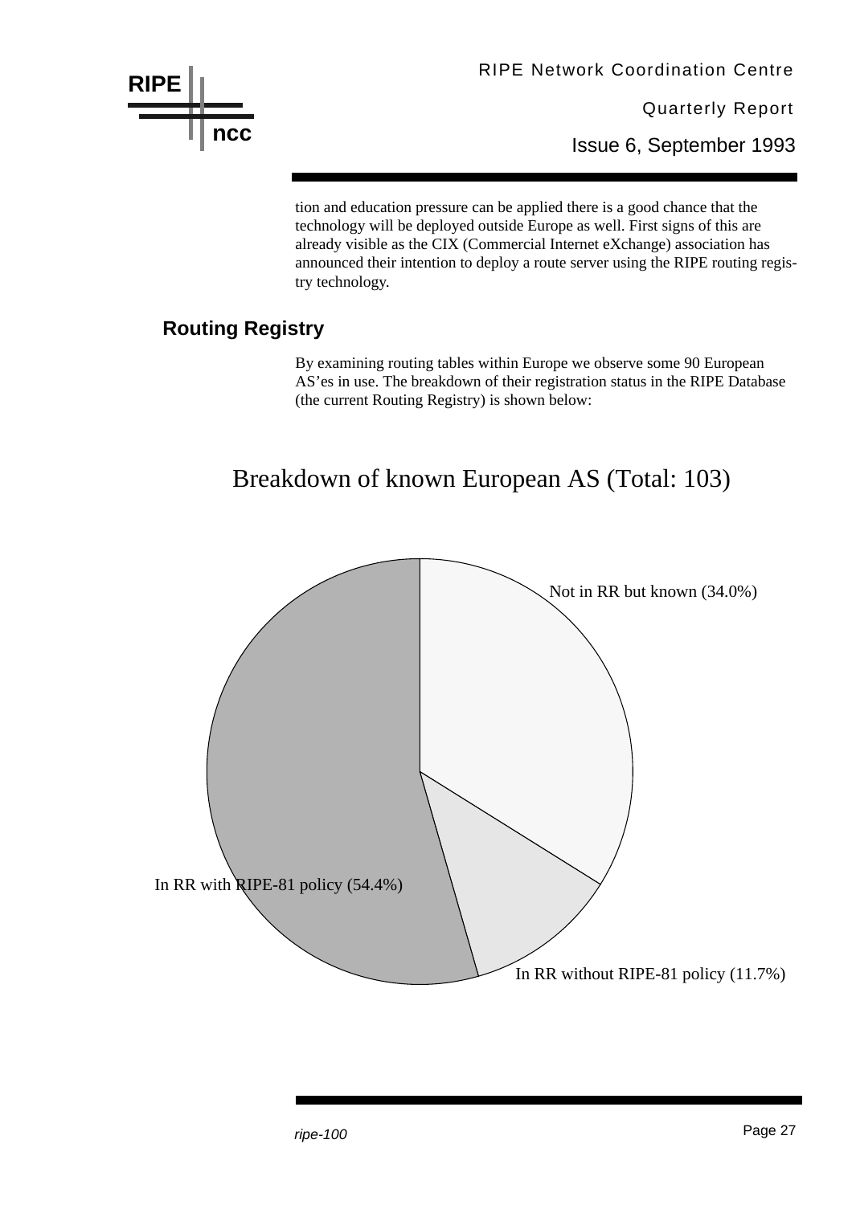tion and education pressure can be applied there is a good chance that the technology will be deployed outside Europe as well. First signs of this are already visible as the CIX (Commercial Internet eXchange) association has announced their intention to deploy a route server using the RIPE routing registry technology.

## Routing Registry

By examining routing tables within Europe we observe some 90 European AS'es in use. The breakdown of their registration status in the RIPE Database (the current Routing Registry) is shown below:

Breakdown of known European AS (Total: 103)

Not in RR but known (34.0%)

In RR with RIPE-81 policy (54.4%)

In RR without RIPE-81 policy (11.7%)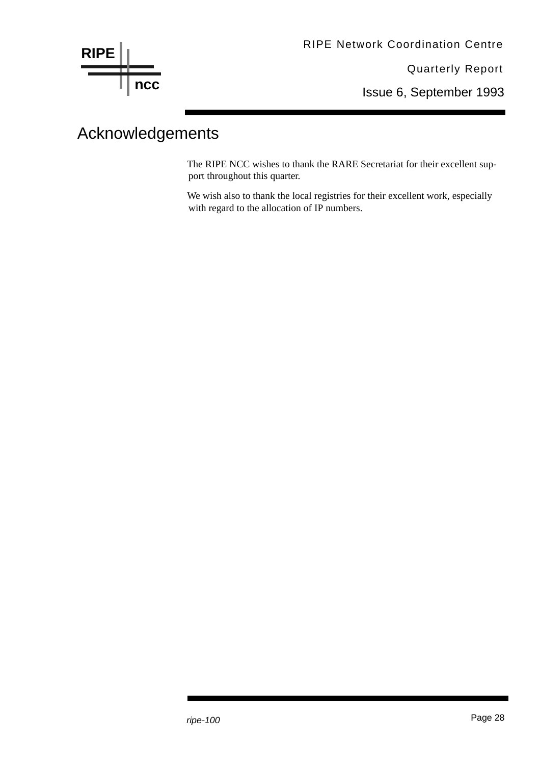# Acknowledgements

The RIPE NCC wishes to thank the RARE Secretariat for their excellent support throughout this quarter.

We wish also to thank the local registries for their excellent work, especially with regard to the allocation of IP numbers.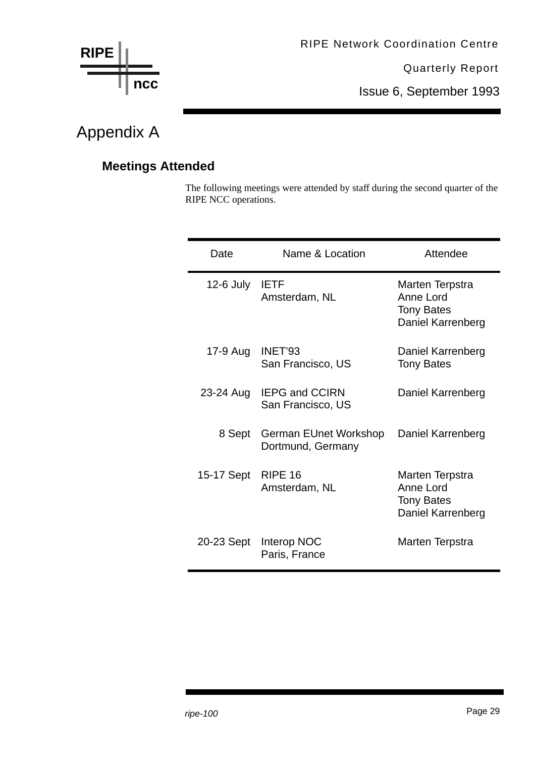# Appendix A

## Meetings Attended

The following meetings were attended by staff during the second quarter of the RIPE NCC operations.

| Date | Name & Location | Attendee |
|---|---|---|
| 12-6 July | IETF<br>Amsterdam, NL | Marten Terpstra<br>Anne Lord<br>Tony Bates<br>Daniel Karrenberg |
| 17-9 Aug | INET'93<br>San Francisco, US | Daniel Karrenberg<br>Tony Bates |
| 23-24 Aug | IEPG and CCIRN<br>San Francisco, US | Daniel Karrenberg |
| 8 Sept | German EUnet Workshop<br>Dortmund, Germany | Daniel Karrenberg |
| 15-17 Sept | RIPE 16<br>Amsterdam, NL | Marten Terpstra<br>Anne Lord<br>Tony Bates<br>Daniel Karrenberg |
| 20-23 Sept | Interop NOC<br>Paris, France | Marten Terpstra |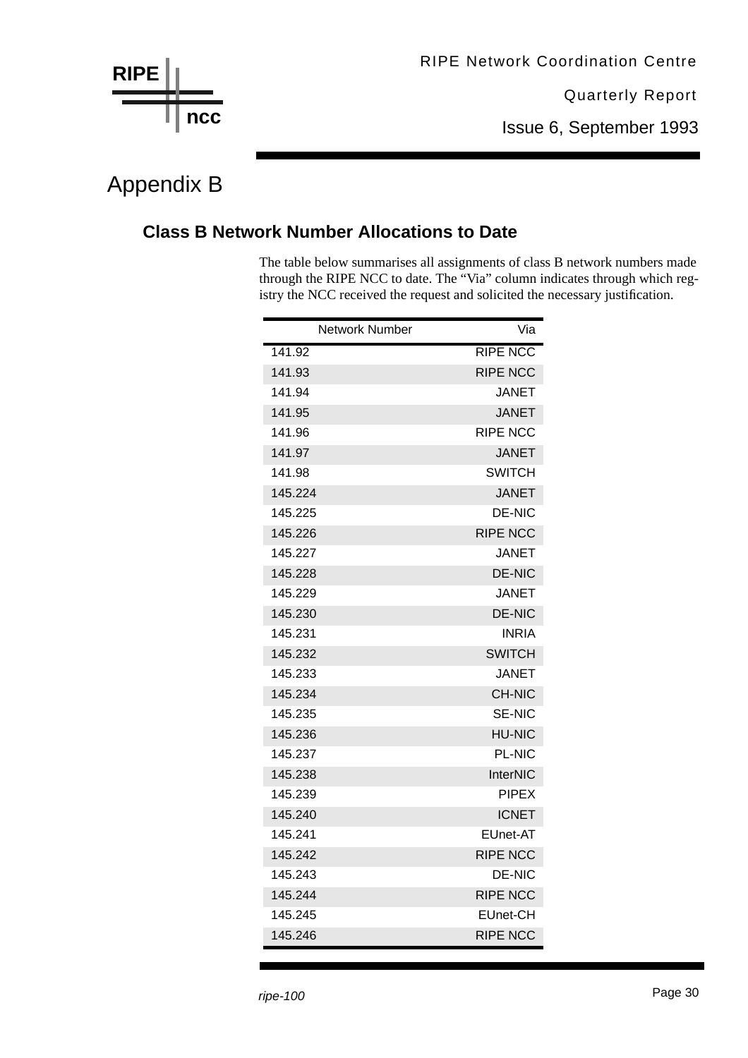# Appendix B

## Class B Network Number Allocations to Date

The table below summarises all assignments of class B network numbers made through the RIPE NCC to date. The "Via" column indicates through which registry the NCC received the request and solicited the necessary justification.

| Network Number | Via |
|---|---|
| 141.92 | RIPE NCC |
| 141.93 | RIPE NCC |
| 141.94 | JANET |
| 141.95 | JANET |
| 141.96 | RIPE NCC |
| 141.97 | JANET |
| 141.98 | SWITCH |
| 145.224 | JANET |
| 145.225 | DE-NIC |
| 145.226 | RIPE NCC |
| 145.227 | JANET |
| 145.228 | DE-NIC |
| 145.229 | JANET |
| 145.230 | DE-NIC |
| 145.231 | INRIA |
| 145.232 | SWITCH |
| 145.233 | JANET |
| 145.234 | CH-NIC |
| 145.235 | SE-NIC |
| 145.236 | HU-NIC |
| 145.237 | PL-NIC |
| 145.238 | InterNIC |
| 145.239 | PIPEX |
| 145.240 | ICNET |
| 145.241 | EUnet-AT |
| 145.242 | RIPE NCC |
| 145.243 | DE-NIC |
| 145.244 | RIPE NCC |
| 145.245 | EUnet-CH |
| 145.246 | RIPE NCC |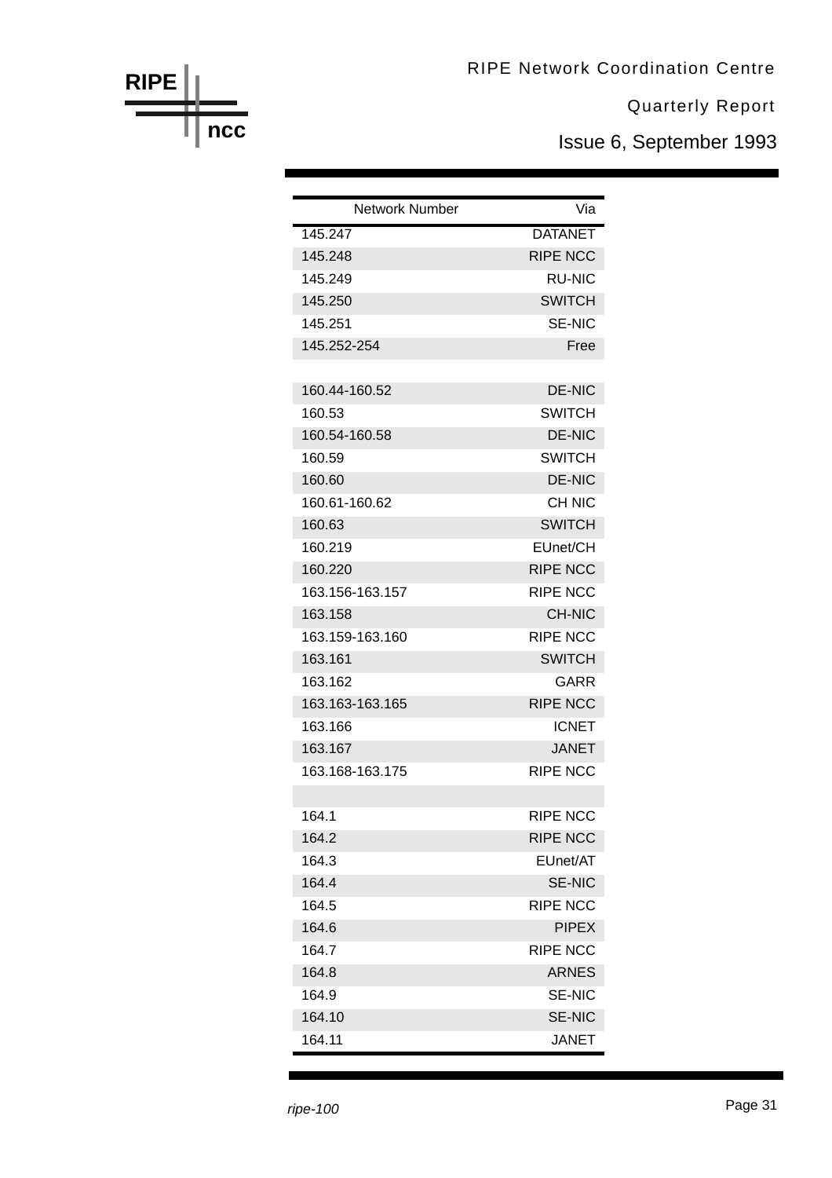| Network Number | Via |
|---|---|
| 145.247 | DATANET |
| 145.248 | RIPE NCC |
| 145.249 | RU-NIC |
| 145.250 | SWITCH |
| 145.251 | SE-NIC |
| 145.252-254 | Free |
| | |
| 160.44-160.52 | DE-NIC |
| 160.53 | SWITCH |
| 160.54-160.58 | DE-NIC |
| 160.59 | SWITCH |
| 160.60 | DE-NIC |
| 160.61-160.62 | CH NIC |
| 160.63 | SWITCH |
| 160.219 | EUnet/CH |
| 160.220 | RIPE NCC |
| 163.156-163.157 | RIPE NCC |
| 163.158 | CH-NIC |
| 163.159-163.160 | RIPE NCC |
| 163.161 | SWITCH |
| 163.162 | GARR |
| 163.163-163.165 | RIPE NCC |
| 163.166 | ICNET |
| 163.167 | JANET |
| 163.168-163.175 | RIPE NCC |
| | |
| 164.1 | RIPE NCC |
| 164.2 | RIPE NCC |
| 164.3 | EUnet/AT |
| 164.4 | SE-NIC |
| 164.5 | RIPE NCC |
| 164.6 | PIPEX |
| 164.7 | RIPE NCC |
| 164.8 | ARNES |
| 164.9 | SE-NIC |
| 164.10 | SE-NIC |
| 164.11 | JANET |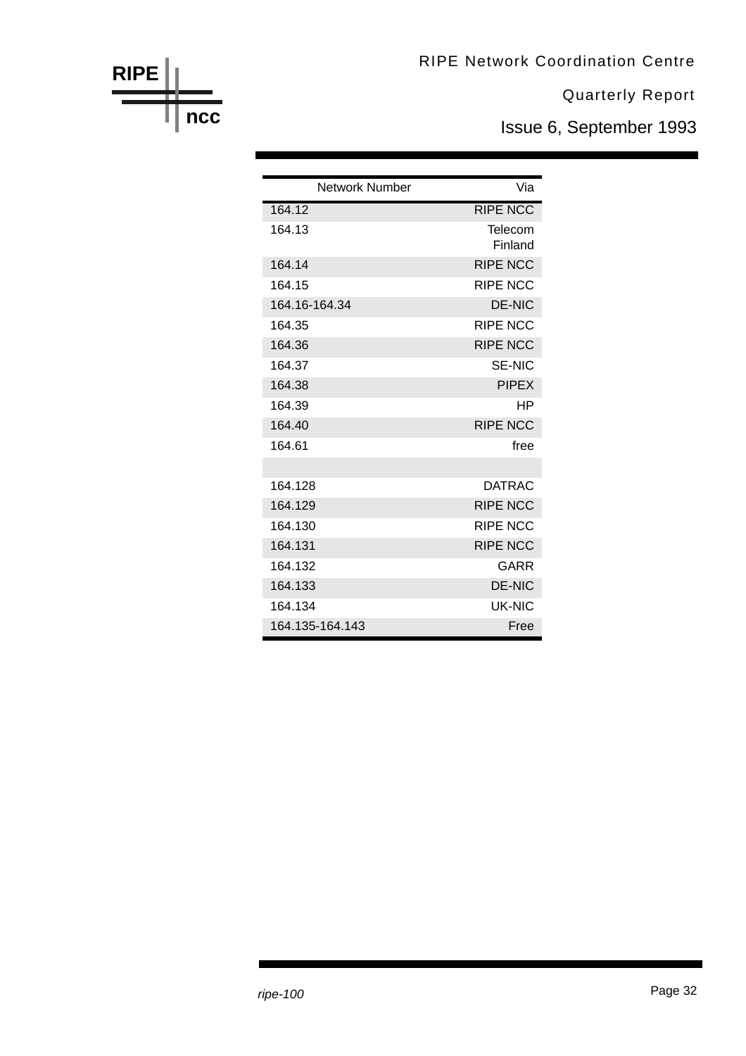| Network Number | Via |
|---|---|
| 164.12 | RIPE NCC |
| 164.13 | Telecom Finland |
| 164.14 | RIPE NCC |
| 164.15 | RIPE NCC |
| 164.16-164.34 | DE-NIC |
| 164.35 | RIPE NCC |
| 164.36 | RIPE NCC |
| 164.37 | SE-NIC |
| 164.38 | PIPEX |
| 164.39 | HP |
| 164.40 | RIPE NCC |
| 164.61 | free |
| | |
| 164.128 | DATRAC |
| 164.129 | RIPE NCC |
| 164.130 | RIPE NCC |
| 164.131 | RIPE NCC |
| 164.132 | GARR |
| 164.133 | DE-NIC |
| 164.134 | UK-NIC |
| 164.135-164.143 | Free |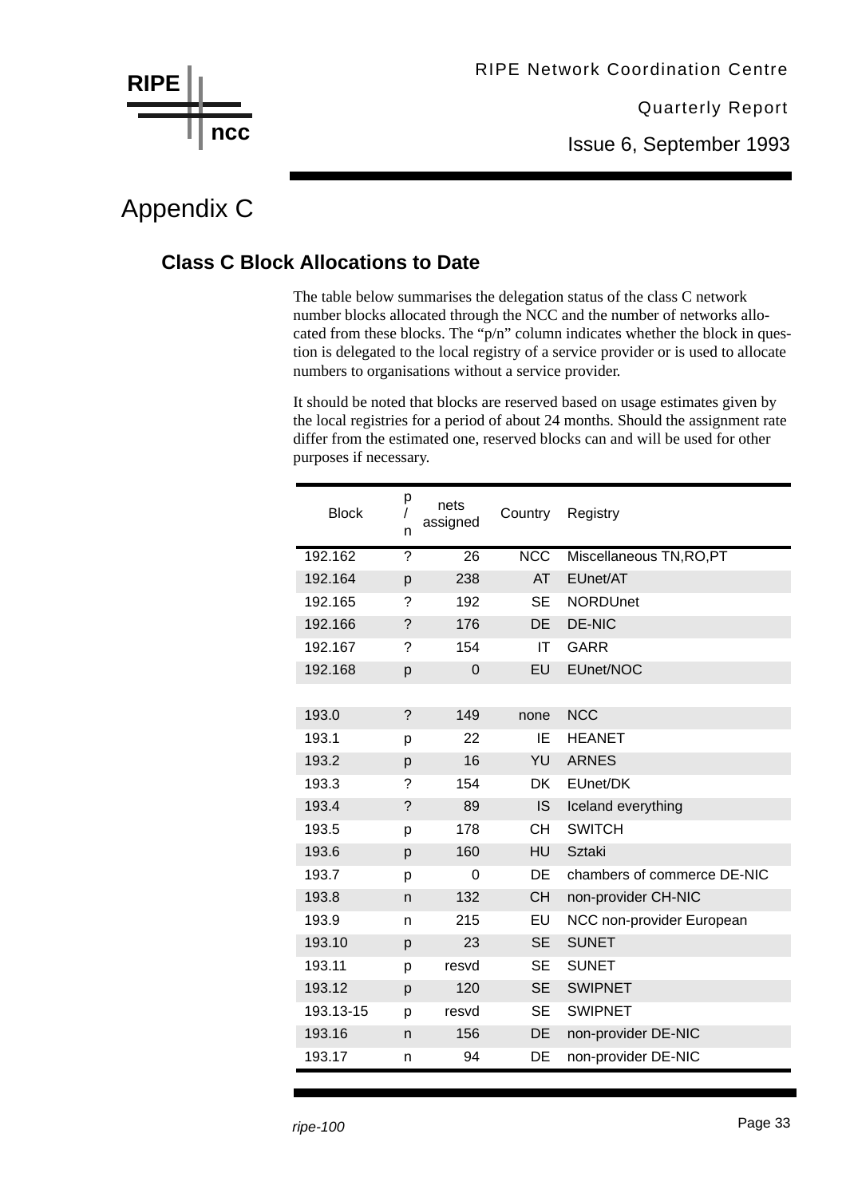# Appendix C

## Class C Block Allocations to Date

The table below summarises the delegation status of the class C network number blocks allocated through the NCC and the number of networks allocated from these blocks. The “p/n” column indicates whether the block in question is delegated to the local registry of a service provider or is used to allocate numbers to organisations without a service provider.

It should be noted that blocks are reserved based on usage estimates given by the local registries for a period of about 24 months. Should the assignment rate differ from the estimated one, reserved blocks can and will be used for other purposes if necessary.

| Block | p/n | nets assigned | Country | Registry |
|---|---|---|---|---|
| 192.162 | ? | 26 | NCC | Miscellaneous TN,RO,PT |
| 192.164 | p | 238 | AT | EUnet/AT |
| 192.165 | ? | 192 | SE | NORDUnet |
| 192.166 | ? | 176 | DE | DE-NIC |
| 192.167 | ? | 154 | IT | GARR |
| 192.168 | p | 0 | EU | EUnet/NOC |
| | | | | |
| 193.0 | ? | 149 | none | NCC |
| 193.1 | p | 22 | IE | HEANET |
| 193.2 | p | 16 | YU | ARNES |
| 193.3 | ? | 154 | DK | EUnet/DK |
| 193.4 | ? | 89 | IS | Iceland everything |
| 193.5 | p | 178 | CH | SWITCH |
| 193.6 | p | 160 | HU | Sztaki |
| 193.7 | p | 0 | DE | chambers of commerce DE-NIC |
| 193.8 | n | 132 | CH | non-provider CH-NIC |
| 193.9 | n | 215 | EU | NCC non-provider European |
| 193.10 | p | 23 | SE | SUNET |
| 193.11 | p | resvd | SE | SUNET |
| 193.12 | p | 120 | SE | SWIPNET |
| 193.13-15 | p | resvd | SE | SWIPNET |
| 193.16 | n | 156 | DE | non-provider DE-NIC |
| 193.17 | n | 94 | DE | non-provider DE-NIC |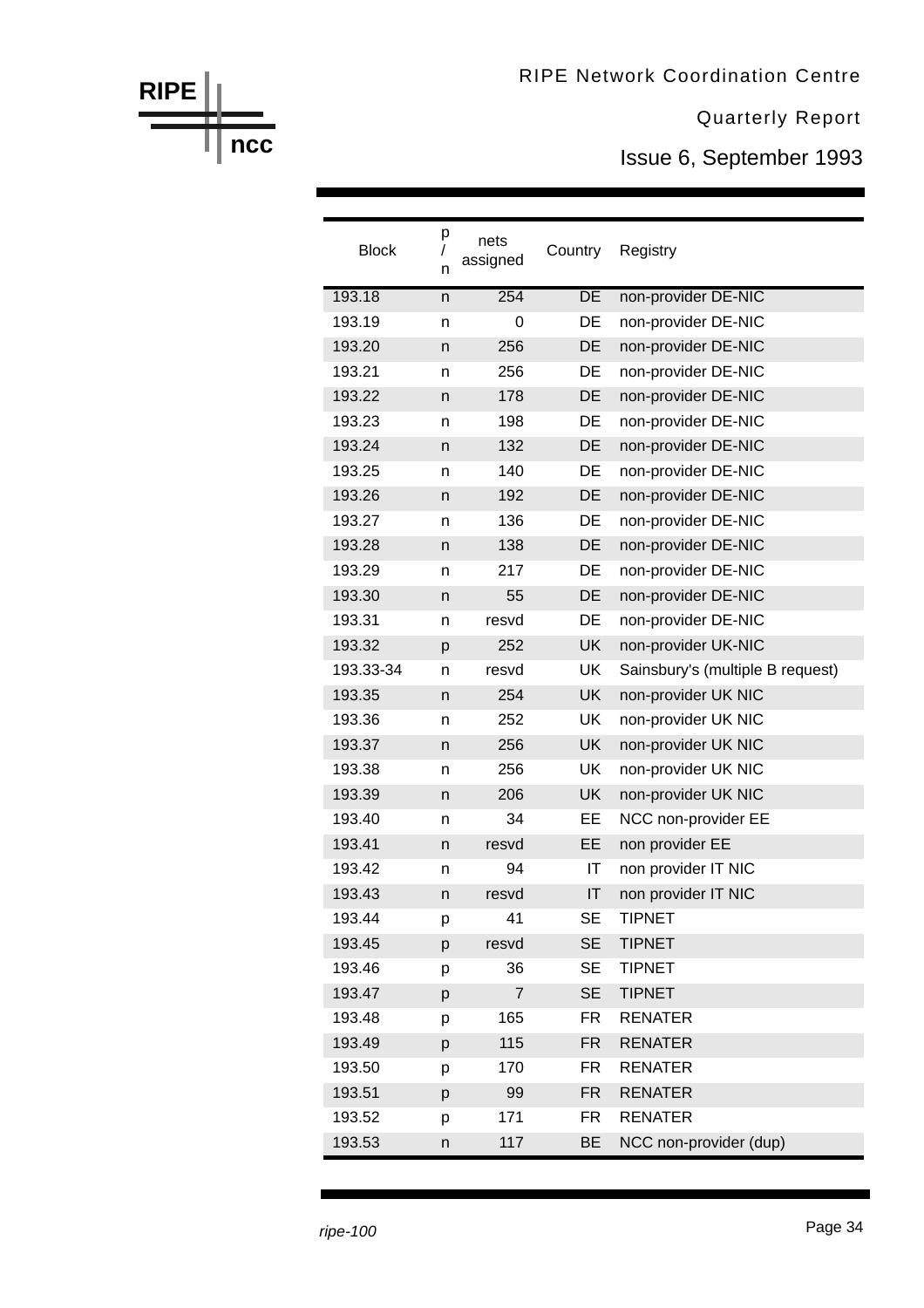| Block | p/n | nets assigned | Country | Registry |
|---|---|---|---|---|
| 193.18 | n | 254 | DE | non-provider DE-NIC |
| 193.19 | n | 0 | DE | non-provider DE-NIC |
| 193.20 | n | 256 | DE | non-provider DE-NIC |
| 193.21 | n | 256 | DE | non-provider DE-NIC |
| 193.22 | n | 178 | DE | non-provider DE-NIC |
| 193.23 | n | 198 | DE | non-provider DE-NIC |
| 193.24 | n | 132 | DE | non-provider DE-NIC |
| 193.25 | n | 140 | DE | non-provider DE-NIC |
| 193.26 | n | 192 | DE | non-provider DE-NIC |
| 193.27 | n | 136 | DE | non-provider DE-NIC |
| 193.28 | n | 138 | DE | non-provider DE-NIC |
| 193.29 | n | 217 | DE | non-provider DE-NIC |
| 193.30 | n | 55 | DE | non-provider DE-NIC |
| 193.31 | n | resvd | DE | non-provider DE-NIC |
| 193.32 | p | 252 | UK | non-provider UK-NIC |
| 193.33-34 | n | resvd | UK | Sainsbury's (multiple B request) |
| 193.35 | n | 254 | UK | non-provider UK NIC |
| 193.36 | n | 252 | UK | non-provider UK NIC |
| 193.37 | n | 256 | UK | non-provider UK NIC |
| 193.38 | n | 256 | UK | non-provider UK NIC |
| 193.39 | n | 206 | UK | non-provider UK NIC |
| 193.40 | n | 34 | EE | NCC non-provider EE |
| 193.41 | n | resvd | EE | non provider EE |
| 193.42 | n | 94 | IT | non provider IT NIC |
| 193.43 | n | resvd | IT | non provider IT NIC |
| 193.44 | p | 41 | SE | TIPNET |
| 193.45 | p | resvd | SE | TIPNET |
| 193.46 | p | 36 | SE | TIPNET |
| 193.47 | p | 7 | SE | TIPNET |
| 193.48 | p | 165 | FR | RENATER |
| 193.49 | p | 115 | FR | RENATER |
| 193.50 | p | 170 | FR | RENATER |
| 193.51 | p | 99 | FR | RENATER |
| 193.52 | p | 171 | FR | RENATER |
| 193.53 | n | 117 | BE | NCC non-provider (dup) |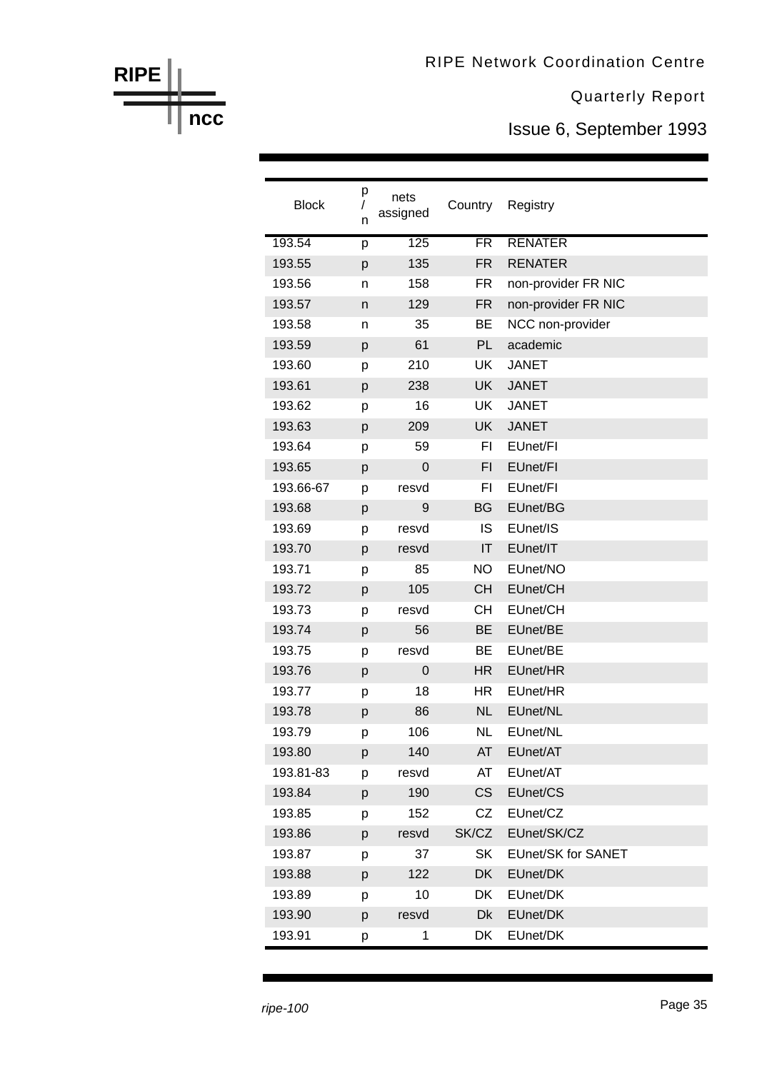| Block | p/n | nets assigned | Country | Registry |
|---|---|---|---|---|
| 193.54 | p | 125 | FR | RENATER |
| 193.55 | p | 135 | FR | RENATER |
| 193.56 | n | 158 | FR | non-provider FR NIC |
| 193.57 | n | 129 | FR | non-provider FR NIC |
| 193.58 | n | 35 | BE | NCC non-provider |
| 193.59 | p | 61 | PL | academic |
| 193.60 | p | 210 | UK | JANET |
| 193.61 | p | 238 | UK | JANET |
| 193.62 | p | 16 | UK | JANET |
| 193.63 | p | 209 | UK | JANET |
| 193.64 | p | 59 | FI | EUnet/FI |
| 193.65 | p | 0 | FI | EUnet/FI |
| 193.66-67 | p | resvd | FI | EUnet/FI |
| 193.68 | p | 9 | BG | EUnet/BG |
| 193.69 | p | resvd | IS | EUnet/IS |
| 193.70 | p | resvd | IT | EUnet/IT |
| 193.71 | p | 85 | NO | EUnet/NO |
| 193.72 | p | 105 | CH | EUnet/CH |
| 193.73 | p | resvd | CH | EUnet/CH |
| 193.74 | p | 56 | BE | EUnet/BE |
| 193.75 | p | resvd | BE | EUnet/BE |
| 193.76 | p | 0 | HR | EUnet/HR |
| 193.77 | p | 18 | HR | EUnet/HR |
| 193.78 | p | 86 | NL | EUnet/NL |
| 193.79 | p | 106 | NL | EUnet/NL |
| 193.80 | p | 140 | AT | EUnet/AT |
| 193.81-83 | p | resvd | AT | EUnet/AT |
| 193.84 | p | 190 | CS | EUnet/CS |
| 193.85 | p | 152 | CZ | EUnet/CZ |
| 193.86 | p | resvd | SK/CZ | EUnet/SK/CZ |
| 193.87 | p | 37 | SK | EUnet/SK for SANET |
| 193.88 | p | 122 | DK | EUnet/DK |
| 193.89 | p | 10 | DK | EUnet/DK |
| 193.90 | p | resvd | Dk | EUnet/DK |
| 193.91 | p | 1 | DK | EUnet/DK |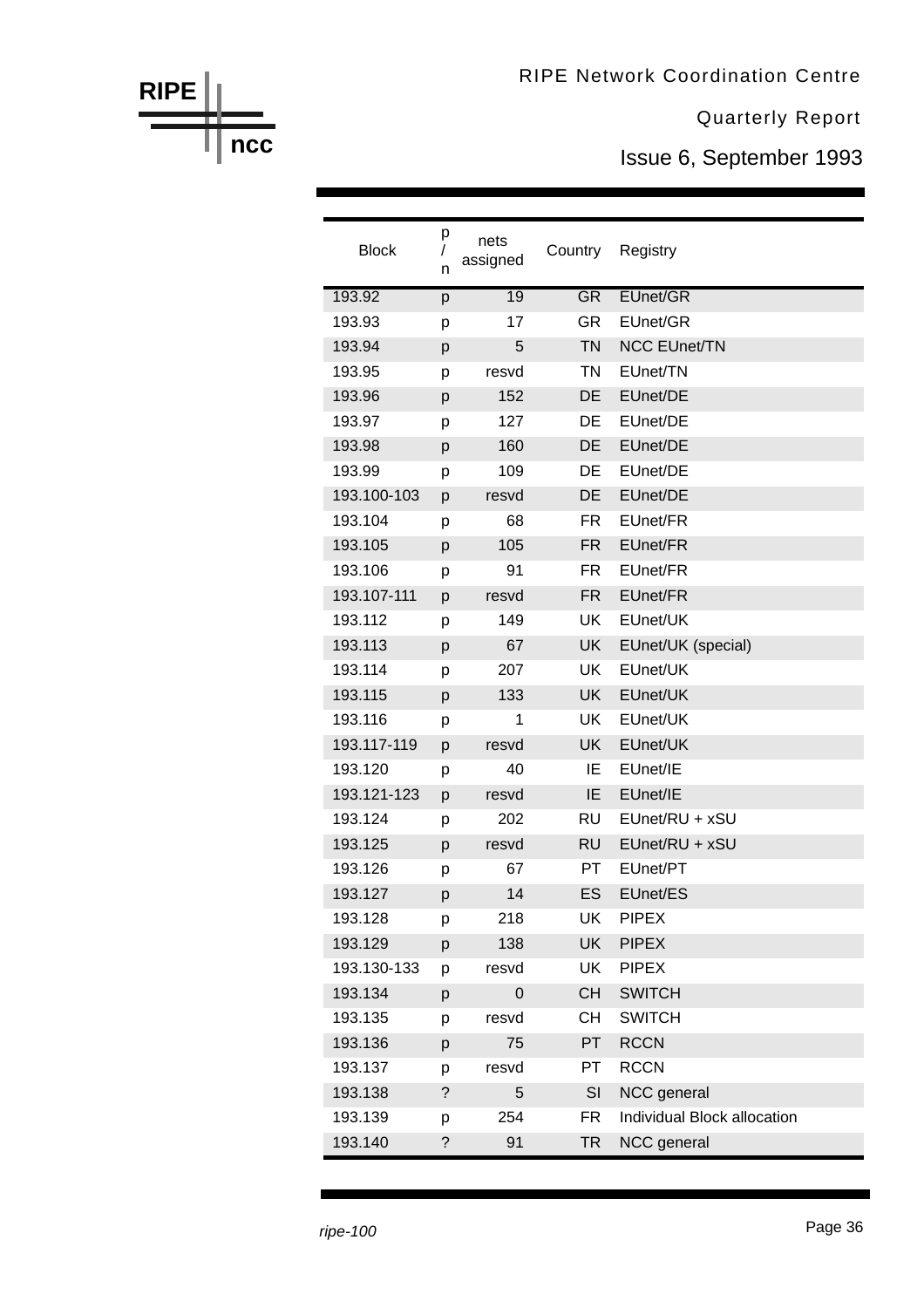| Block | p / n | nets assigned | Country | Registry |
|---|---|---|---|---|
| 193.92 | p | 19 | GR | EUnet/GR |
| 193.93 | p | 17 | GR | EUnet/GR |
| 193.94 | p | 5 | TN | NCC EUnet/TN |
| 193.95 | p | resvd | TN | EUnet/TN |
| 193.96 | p | 152 | DE | EUnet/DE |
| 193.97 | p | 127 | DE | EUnet/DE |
| 193.98 | p | 160 | DE | EUnet/DE |
| 193.99 | p | 109 | DE | EUnet/DE |
| 193.100-103 | p | resvd | DE | EUnet/DE |
| 193.104 | p | 68 | FR | EUnet/FR |
| 193.105 | p | 105 | FR | EUnet/FR |
| 193.106 | p | 91 | FR | EUnet/FR |
| 193.107-111 | p | resvd | FR | EUnet/FR |
| 193.112 | p | 149 | UK | EUnet/UK |
| 193.113 | p | 67 | UK | EUnet/UK (special) |
| 193.114 | p | 207 | UK | EUnet/UK |
| 193.115 | p | 133 | UK | EUnet/UK |
| 193.116 | p | 1 | UK | EUnet/UK |
| 193.117-119 | p | resvd | UK | EUnet/UK |
| 193.120 | p | 40 | IE | EUnet/IE |
| 193.121-123 | p | resvd | IE | EUnet/IE |
| 193.124 | p | 202 | RU | EUnet/RU + xSU |
| 193.125 | p | resvd | RU | EUnet/RU + xSU |
| 193.126 | p | 67 | PT | EUnet/PT |
| 193.127 | p | 14 | ES | EUnet/ES |
| 193.128 | p | 218 | UK | PIPEX |
| 193.129 | p | 138 | UK | PIPEX |
| 193.130-133 | p | resvd | UK | PIPEX |
| 193.134 | p | 0 | CH | SWITCH |
| 193.135 | p | resvd | CH | SWITCH |
| 193.136 | p | 75 | PT | RCCN |
| 193.137 | p | resvd | PT | RCCN |
| 193.138 | ? | 5 | SI | NCC general |
| 193.139 | p | 254 | FR | Individual Block allocation |
| 193.140 | ? | 91 | TR | NCC general |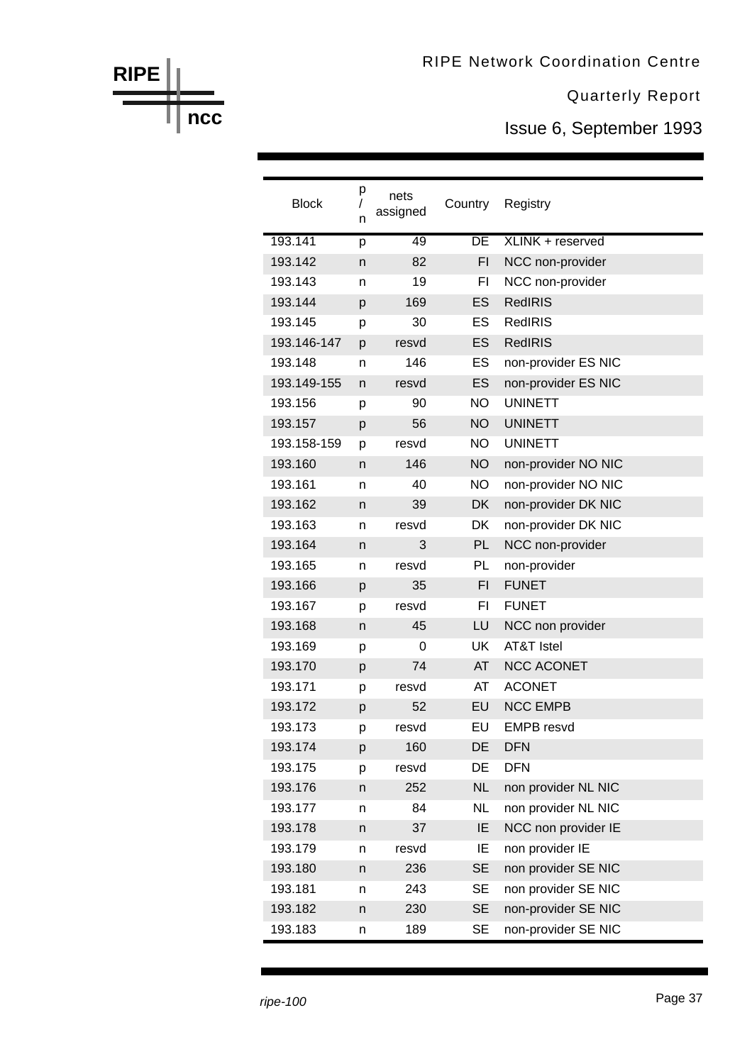| Block | p/n | nets assigned | Country | Registry |
|---|---|---|---|---|
| 193.141 | p | 49 | DE | XLINK + reserved |
| 193.142 | n | 82 | FI | NCC non-provider |
| 193.143 | n | 19 | FI | NCC non-provider |
| 193.144 | p | 169 | ES | RedIRIS |
| 193.145 | p | 30 | ES | RedIRIS |
| 193.146-147 | p | resvd | ES | RedIRIS |
| 193.148 | n | 146 | ES | non-provider ES NIC |
| 193.149-155 | n | resvd | ES | non-provider ES NIC |
| 193.156 | p | 90 | NO | UNINETT |
| 193.157 | p | 56 | NO | UNINETT |
| 193.158-159 | p | resvd | NO | UNINETT |
| 193.160 | n | 146 | NO | non-provider NO NIC |
| 193.161 | n | 40 | NO | non-provider NO NIC |
| 193.162 | n | 39 | DK | non-provider DK NIC |
| 193.163 | n | resvd | DK | non-provider DK NIC |
| 193.164 | n | 3 | PL | NCC non-provider |
| 193.165 | n | resvd | PL | non-provider |
| 193.166 | p | 35 | FI | FUNET |
| 193.167 | p | resvd | FI | FUNET |
| 193.168 | n | 45 | LU | NCC non provider |
| 193.169 | p | 0 | UK | AT&T Istel |
| 193.170 | p | 74 | AT | NCC ACONET |
| 193.171 | p | resvd | AT | ACONET |
| 193.172 | p | 52 | EU | NCC EMPB |
| 193.173 | p | resvd | EU | EMPB resvd |
| 193.174 | p | 160 | DE | DFN |
| 193.175 | p | resvd | DE | DFN |
| 193.176 | n | 252 | NL | non provider NL NIC |
| 193.177 | n | 84 | NL | non provider NL NIC |
| 193.178 | n | 37 | IE | NCC non provider IE |
| 193.179 | n | resvd | IE | non provider IE |
| 193.180 | n | 236 | SE | non provider SE NIC |
| 193.181 | n | 243 | SE | non provider SE NIC |
| 193.182 | n | 230 | SE | non-provider SE NIC |
| 193.183 | n | 189 | SE | non-provider SE NIC |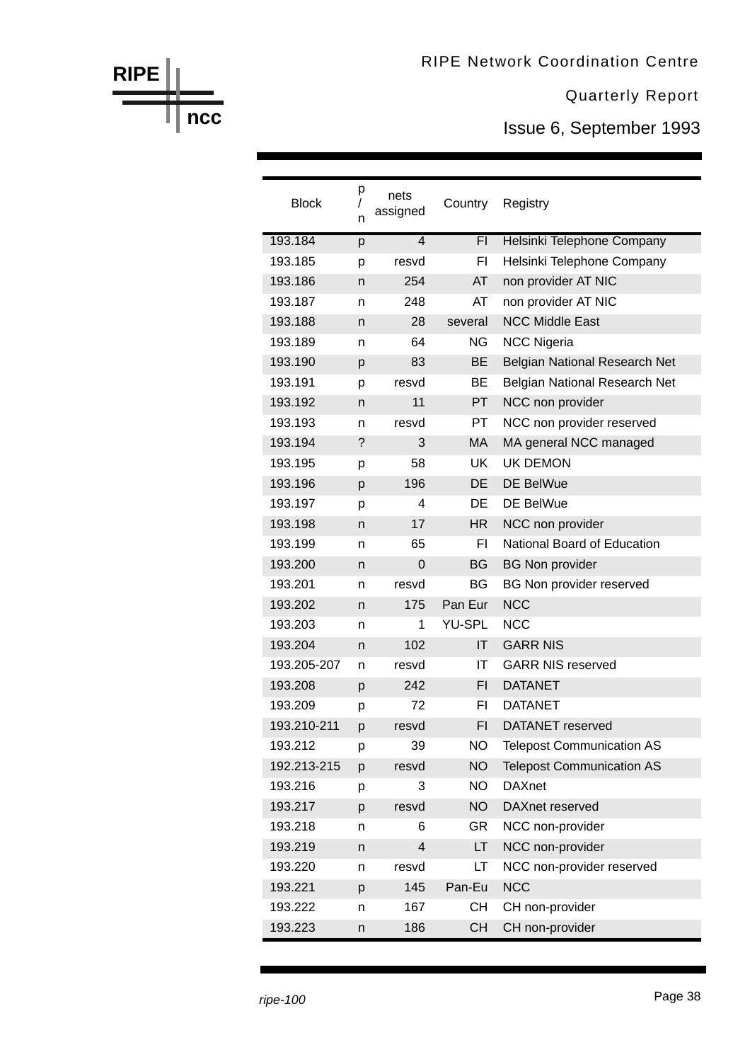| Block | p/n | nets assigned | Country | Registry |
|---|---|---|---|---|
| 193.184 | p | 4 | FI | Helsinki Telephone Company |
| 193.185 | p | resvd | FI | Helsinki Telephone Company |
| 193.186 | n | 254 | AT | non provider AT NIC |
| 193.187 | n | 248 | AT | non provider AT NIC |
| 193.188 | n | 28 | several | NCC Middle East |
| 193.189 | n | 64 | NG | NCC Nigeria |
| 193.190 | p | 83 | BE | Belgian National Research Net |
| 193.191 | p | resvd | BE | Belgian National Research Net |
| 193.192 | n | 11 | PT | NCC non provider |
| 193.193 | n | resvd | PT | NCC non provider reserved |
| 193.194 | ? | 3 | MA | MA general NCC managed |
| 193.195 | p | 58 | UK | UK DEMON |
| 193.196 | p | 196 | DE | DE BelWue |
| 193.197 | p | 4 | DE | DE BelWue |
| 193.198 | n | 17 | HR | NCC non provider |
| 193.199 | n | 65 | FI | National Board of Education |
| 193.200 | n | 0 | BG | BG Non provider |
| 193.201 | n | resvd | BG | BG Non provider reserved |
| 193.202 | n | 175 | Pan Eur | NCC |
| 193.203 | n | 1 | YU-SPL | NCC |
| 193.204 | n | 102 | IT | GARR NIS |
| 193.205-207 | n | resvd | IT | GARR NIS reserved |
| 193.208 | p | 242 | FI | DATANET |
| 193.209 | p | 72 | FI | DATANET |
| 193.210-211 | p | resvd | FI | DATANET reserved |
| 193.212 | p | 39 | NO | Telepost Communication AS |
| 192.213-215 | p | resvd | NO | Telepost Communication AS |
| 193.216 | p | 3 | NO | DAXnet |
| 193.217 | p | resvd | NO | DAXnet reserved |
| 193.218 | n | 6 | GR | NCC non-provider |
| 193.219 | n | 4 | LT | NCC non-provider |
| 193.220 | n | resvd | LT | NCC non-provider reserved |
| 193.221 | p | 145 | Pan-Eu | NCC |
| 193.222 | n | 167 | CH | CH non-provider |
| 193.223 | n | 186 | CH | CH non-provider |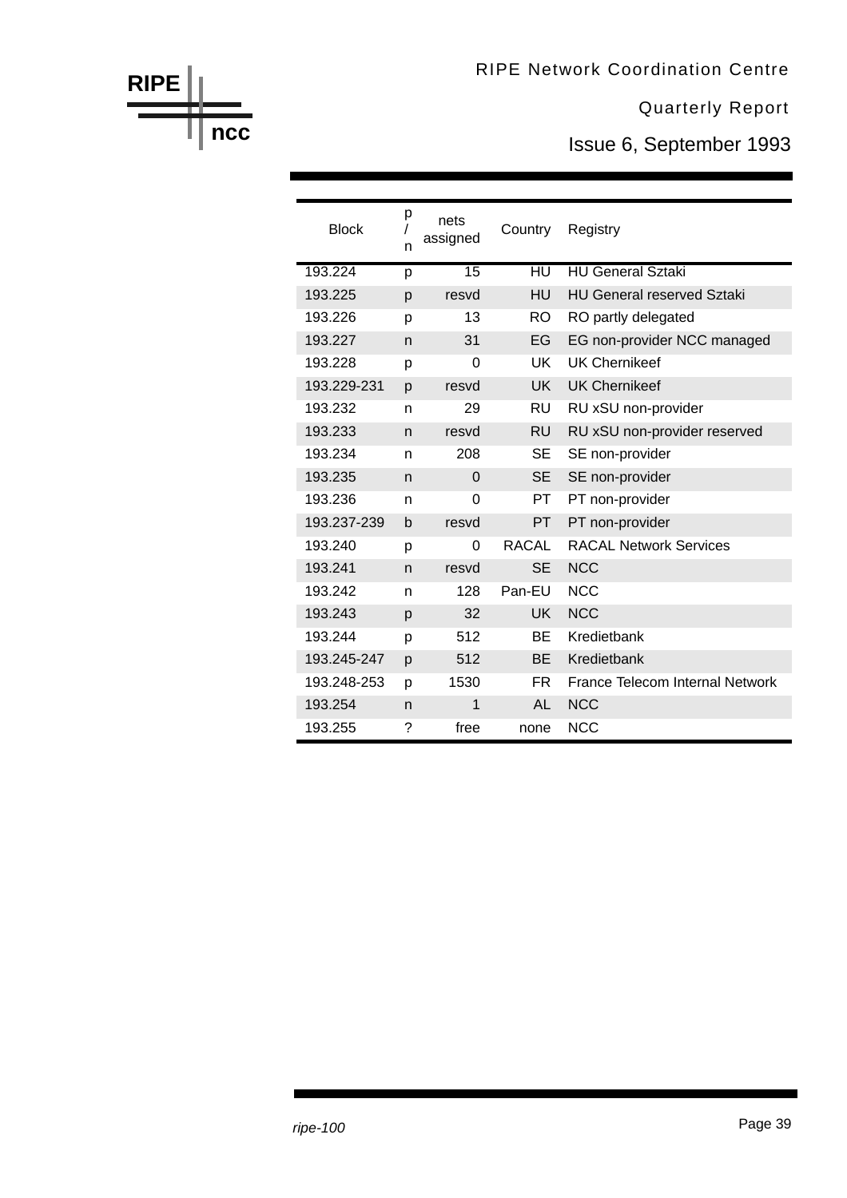| Block | p/n | nets assigned | Country | Registry |
|---|---|---|---|---|
| 193.224 | p | 15 | HU | HU General Sztaki |
| 193.225 | p | resvd | HU | HU General reserved Sztaki |
| 193.226 | p | 13 | RO | RO partly delegated |
| 193.227 | n | 31 | EG | EG non-provider NCC managed |
| 193.228 | p | 0 | UK | UK Chernikeef |
| 193.229-231 | p | resvd | UK | UK Chernikeef |
| 193.232 | n | 29 | RU | RU xSU non-provider |
| 193.233 | n | resvd | RU | RU xSU non-provider reserved |
| 193.234 | n | 208 | SE | SE non-provider |
| 193.235 | n | 0 | SE | SE non-provider |
| 193.236 | n | 0 | PT | PT non-provider |
| 193.237-239 | b | resvd | PT | PT non-provider |
| 193.240 | p | 0 | RACAL | RACAL Network Services |
| 193.241 | n | resvd | SE | NCC |
| 193.242 | n | 128 | Pan-EU | NCC |
| 193.243 | p | 32 | UK | NCC |
| 193.244 | p | 512 | BE | Kredietbank |
| 193.245-247 | p | 512 | BE | Kredietbank |
| 193.248-253 | p | 1530 | FR | France Telecom Internal Network |
| 193.254 | n | 1 | AL | NCC |
| 193.255 | ? | free | none | NCC |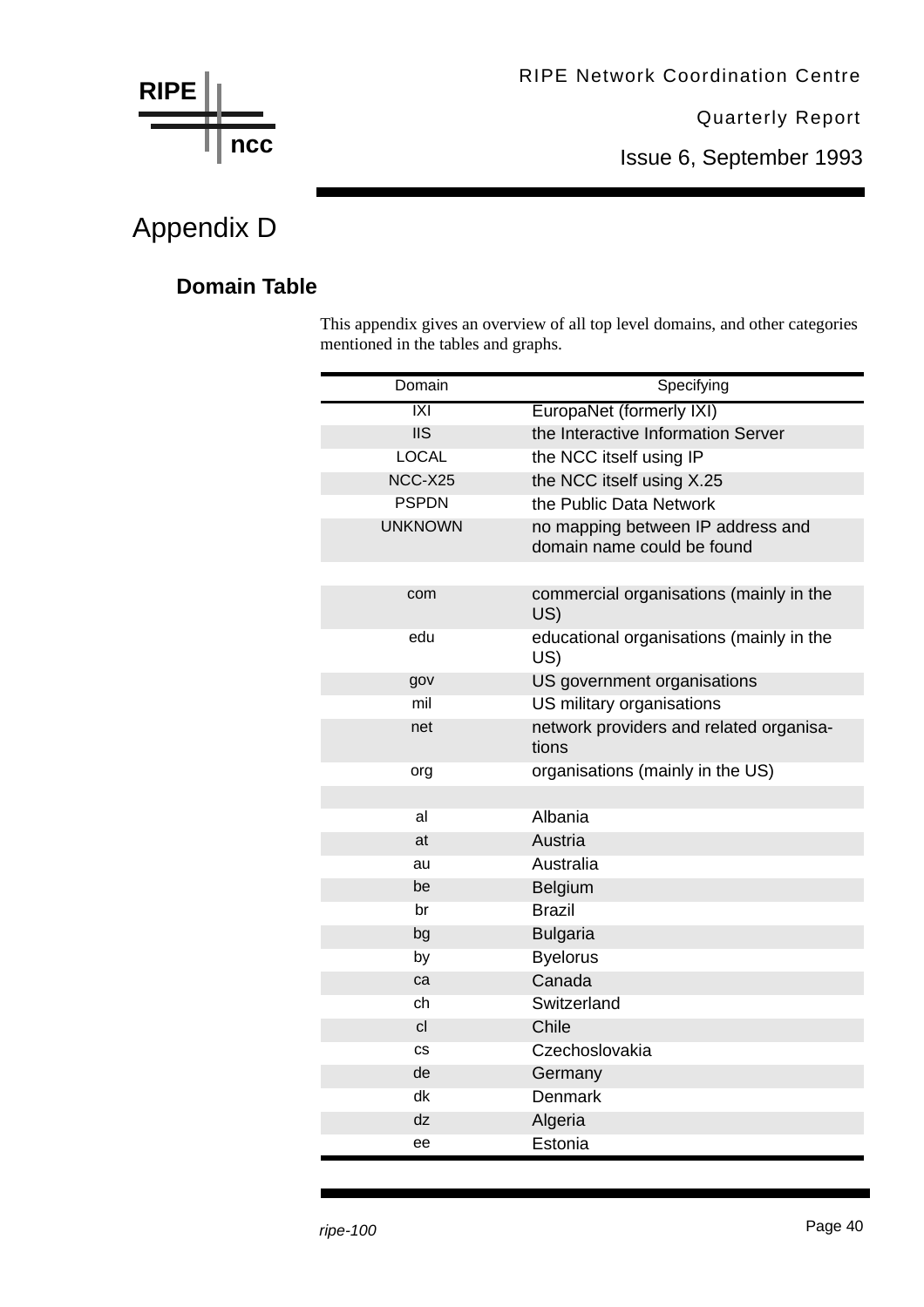# Appendix D

## Domain Table

This appendix gives an overview of all top level domains, and other categories mentioned in the tables and graphs.

| Domain | Specifying |
|---|---|
| IXI | EuropaNet (formerly IXI) |
| IIS | the Interactive Information Server |
| LOCAL | the NCC itself using IP |
| NCC-X25 | the NCC itself using X.25 |
| PSPDN | the Public Data Network |
| UNKNOWN | no mapping between IP address and domain name could be found |
| | |
| com | commercial organisations (mainly in the US) |
| edu | educational organisations (mainly in the US) |
| gov | US government organisations |
| mil | US military organisations |
| net | network providers and related organisa-tions |
| org | organisations (mainly in the US) |
| | |
| al | Albania |
| at | Austria |
| au | Australia |
| be | Belgium |
| br | Brazil |
| bg | Bulgaria |
| by | Byelorus |
| ca | Canada |
| ch | Switzerland |
| cl | Chile |
| cs | Czechoslovakia |
| de | Germany |
| dk | Denmark |
| dz | Algeria |
| ee | Estonia |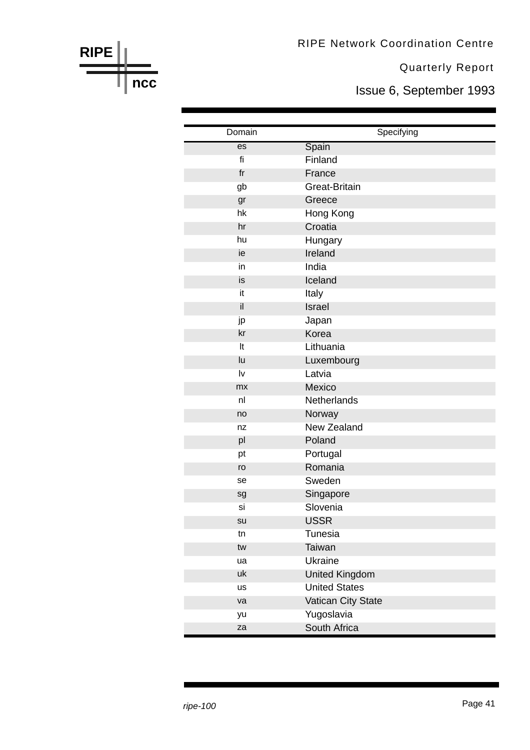| Domain | Specifying |
|---|---|
| es | Spain |
| fi | Finland |
| fr | France |
| gb | Great-Britain |
| gr | Greece |
| hk | Hong Kong |
| hr | Croatia |
| hu | Hungary |
| ie | Ireland |
| in | India |
| is | Iceland |
| it | Italy |
| il | Israel |
| jp | Japan |
| kr | Korea |
| lt | Lithuania |
| lu | Luxembourg |
| lv | Latvia |
| mx | Mexico |
| nl | Netherlands |
| no | Norway |
| nz | New Zealand |
| pl | Poland |
| pt | Portugal |
| ro | Romania |
| se | Sweden |
| sg | Singapore |
| si | Slovenia |
| su | USSR |
| tn | Tunesia |
| tw | Taiwan |
| ua | Ukraine |
| uk | United Kingdom |
| us | United States |
| va | Vatican City State |
| yu | Yugoslavia |
| za | South Africa |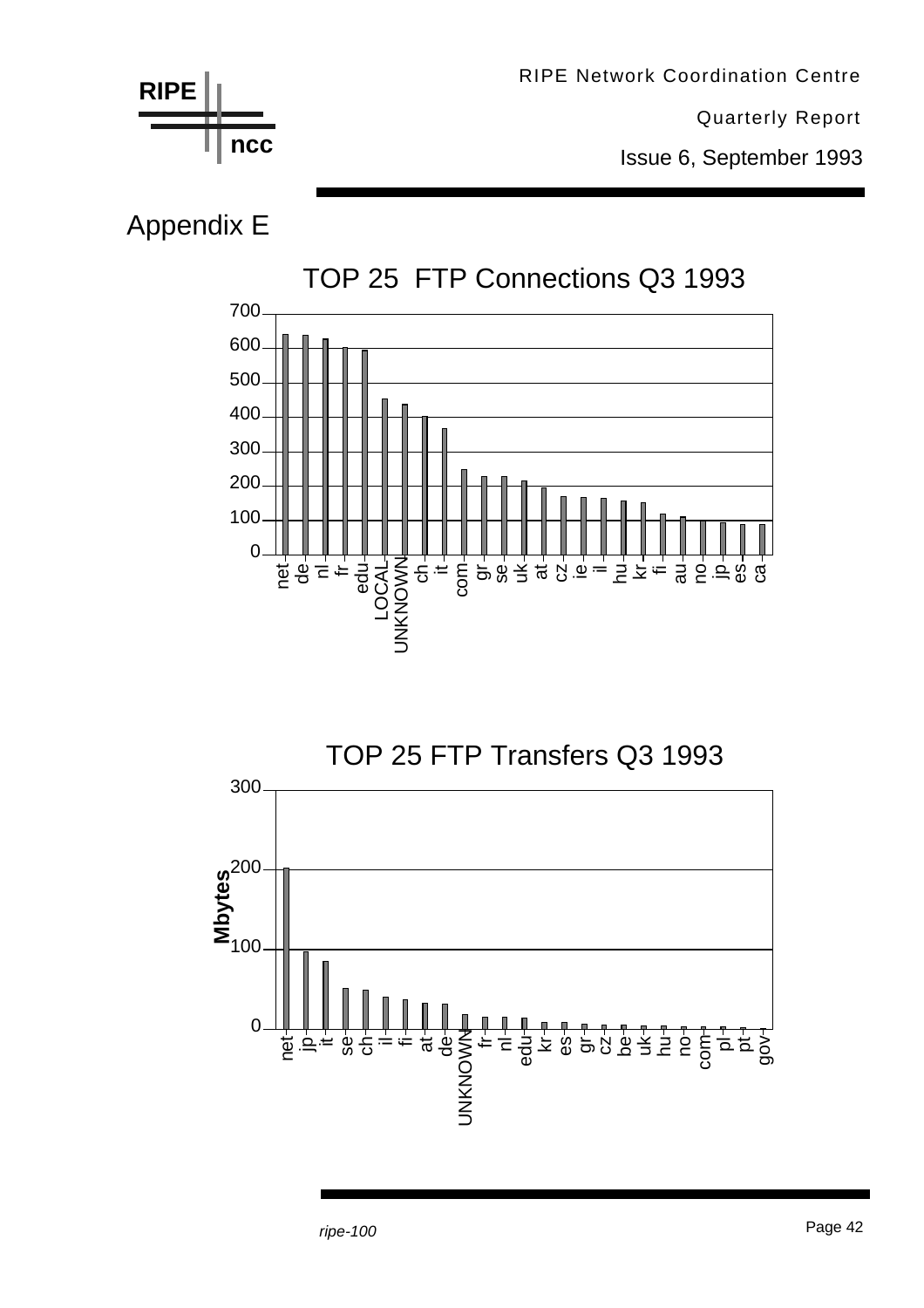# Appendix E

## TOP 25 FTP Connections Q3 1993

| Domain | Connections (approx.) |
|---|---|
| net | 640 |
| de | 638 |
| nl | 627 |
| fr | 602 |
| edu | 594 |
| LOCAL | 453 |
| UNKNOWN | 437 |
| ch | 402 |
| it | 367 |
| com | 247 |
| gr | 228 |
| se | 227 |
| uk | 213 |
| at | 194 |
| cz | 169 |
| ie | 166 |
| il | 163 |
| hu | 157 |
| kr | 152 |
| fi | 118 |
| au | 110 |
| no | 100 |
| jp | 93 |
| es | 88 |
| ca | 88 |

## TOP 25 FTP Transfers Q3 1993

| Domain | Mbytes (approx.) |
|---|---|
| net | 202 |
| jp | 97 |
| it | 85 |
| se | 51 |
| ch | 49 |
| il | 40 |
| fi | 37 |
| at | 33 |
| de | 32 |
| UNKNOWN | 18 |
| fr | 15 |
| nl | 15 |
| edu | 14 |
| kr | 9 |
| es | 9 |
| gr | 6 |
| cz | 5 |
| be | 5 |
| uk | 4 |
| hu | 4 |
| no | 3 |
| com | 3 |
| pl | 3 |
| pt | 2 |
| gov | 1 |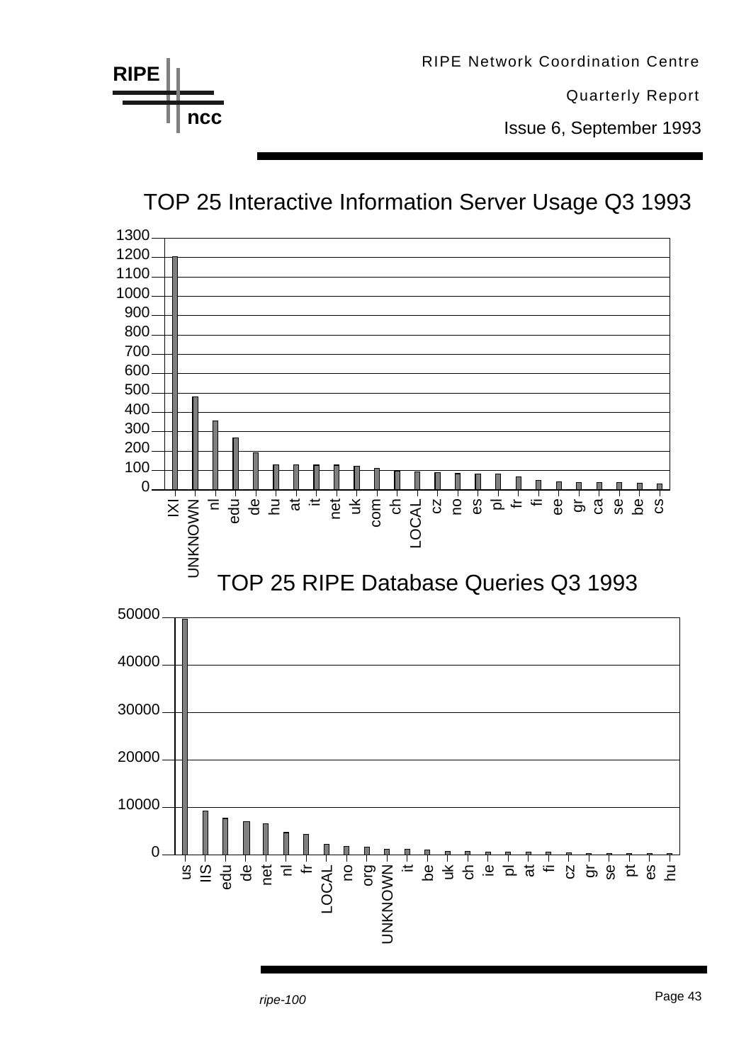## TOP 25 Interactive Information Server Usage Q3 1993

Y-axis: 0, 100, 200, 300, 400, 500, 600, 700, 800, 900, 1000, 1100, 1200, 1300

X-axis: IXI, UNKNOWN, nl, edu, de, hu, at, it, net, uk, com, ch, LOCAL, cz, no, es, pl, fr, fi, ee, gr, ca, se, be, cs

## TOP 25 RIPE Database Queries Q3 1993

Y-axis: 0, 10000, 20000, 30000, 40000, 50000

X-axis: us, IIS, edu, de, net, nl, fr, LOCAL, no, org, UNKNOWN, it, be, uk, ch, ie, pl, at, fi, cz, gr, se, pt, es, hu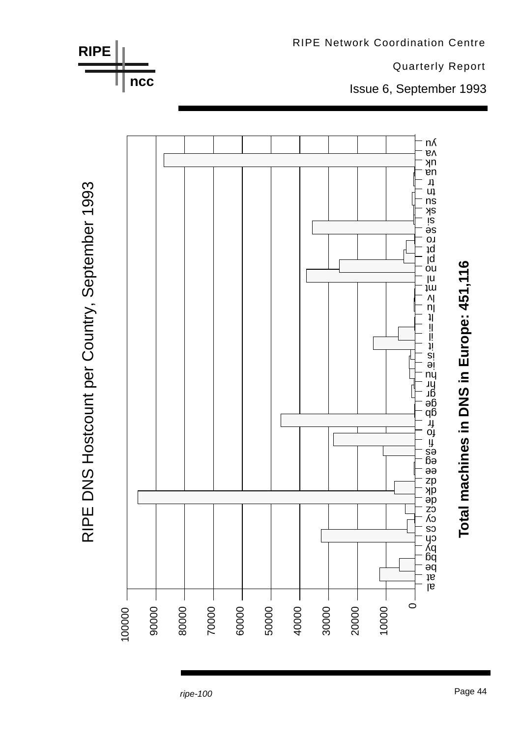# RIPE DNS Hostcount per Country, September 1993

**Total machines in DNS in Europe: 451,116**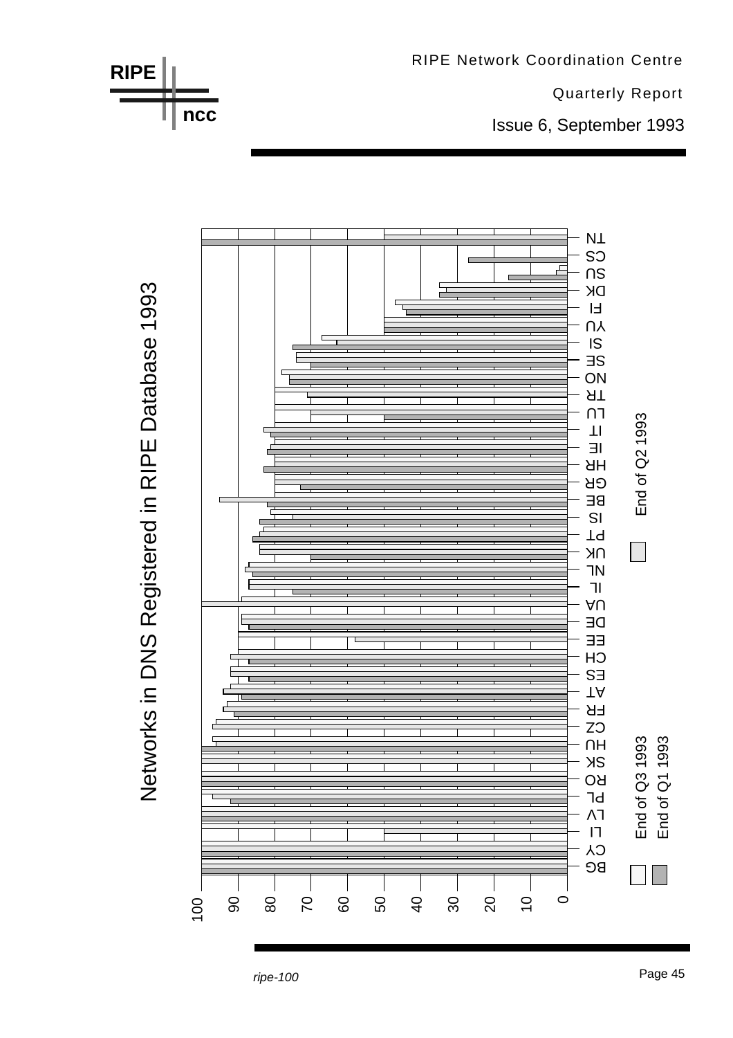# Networks in DNS Registered in RIPE Database 1993

Countries (left axis): BG, CY, LI, LV, PL, RO, SK, HU, CZ, FR, AT, ES, CH, EE, DE, UA, IL, NL, UK, PT, IS, BE, GR, HR, IE, IT, LU, TR, NO, SE, SI, YU, FI, DK, SU, CS, TN

Scale: 0, 10, 20, 30, 40, 50, 60, 70, 80, 90, 100

Legend: End of Q3 1993; End of Q2 1993; End of Q1 1993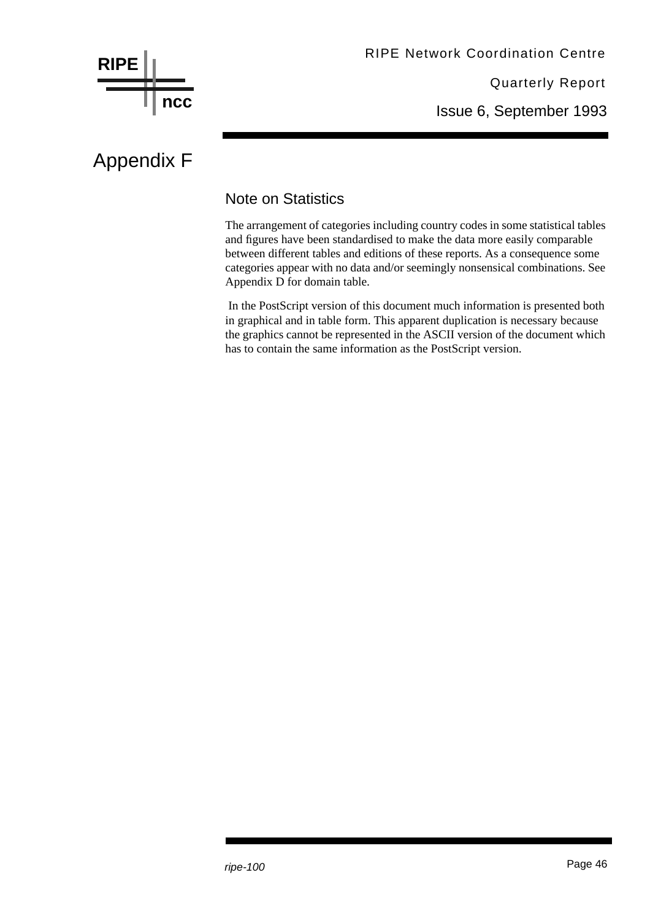# Appendix F

## Note on Statistics

The arrangement of categories including country codes in some statistical tables and figures have been standardised to make the data more easily comparable between different tables and editions of these reports. As a consequence some categories appear with no data and/or seemingly nonsensical combinations. See Appendix D for domain table.

In the PostScript version of this document much information is presented both in graphical and in table form. This apparent duplication is necessary because the graphics cannot be represented in the ASCII version of the document which has to contain the same information as the PostScript version.